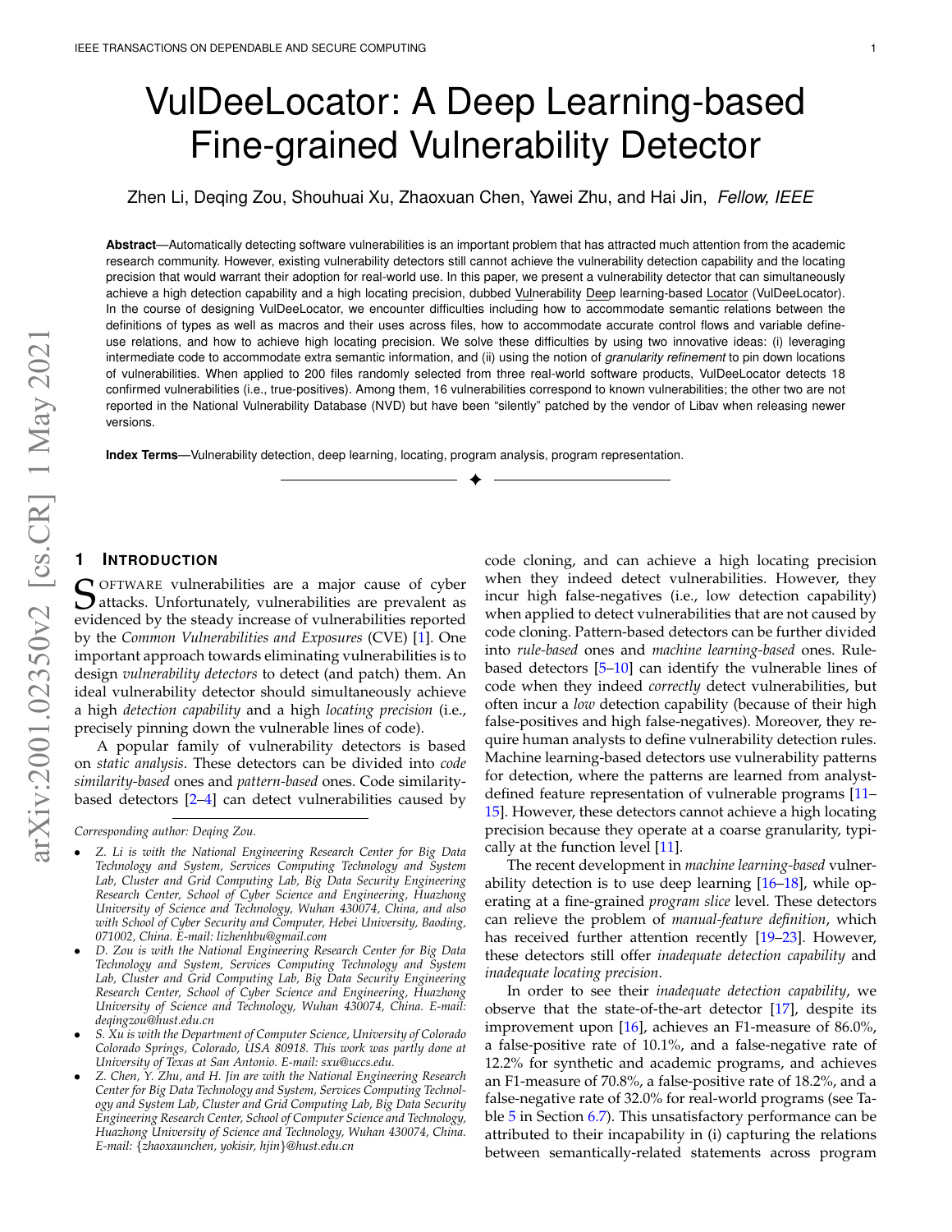# VulDeeLocator: A Deep Learning-based Fine-grained Vulnerability Detector

Zhen Li, Deqing Zou, Shouhuai Xu, Zhaoxuan Chen, Yawei Zhu, and Hai Jin, *Fellow, IEEE*

**Abstract**—Automatically detecting software vulnerabilities is an important problem that has attracted much attention from the academic research community. However, existing vulnerability detectors still cannot achieve the vulnerability detection capability and the locating precision that would warrant their adoption for real-world use. In this paper, we present a vulnerability detector that can simultaneously achieve a high detection capability and a high locating precision, dubbed Vulnerability Deep learning-based Locator (VulDeeLocator). In the course of designing VulDeeLocator, we encounter difficulties including how to accommodate semantic relations between the definitions of types as well as macros and their uses across files, how to accommodate accurate control flows and variable define-use relations, and how to achieve high locating precision. We solve these difficulties by using two innovative ideas: (i) leveraging intermediate code to accommodate extra semantic information, and (ii) using the notion of *granularity refinement* to pin down locations of vulnerabilities. When applied to 200 files randomly selected from three real-world software products, VulDeeLocator detects 18 confirmed vulnerabilities (i.e., true-positives). Among them, 16 vulnerabilities correspond to known vulnerabilities; the other two are not reported in the National Vulnerability Database (NVD) but have been "silently" patched by the vendor of Libav when releasing newer versions.

**Index Terms**—Vulnerability detection, deep learning, locating, program analysis, program representation.

## 1 Introduction

Software vulnerabilities are a major cause of cyber attacks. Unfortunately, vulnerabilities are prevalent as evidenced by the steady increase of vulnerabilities reported by the *Common Vulnerabilities and Exposures* (CVE) [1]. One important approach towards eliminating vulnerabilities is to design *vulnerability detectors* to detect (and patch) them. An ideal vulnerability detector should simultaneously achieve a high *detection capability* and a high *locating precision* (i.e., precisely pinning down the vulnerable lines of code).

A popular family of vulnerability detectors is based on *static analysis*. These detectors can be divided into *code similarity-based* ones and *pattern-based* ones. Code similarity-based detectors [2–4] can detect vulnerabilities caused by code cloning, and can achieve a high locating precision when they indeed detect vulnerabilities. However, they incur high false-negatives (i.e., low detection capability) when applied to detect vulnerabilities that are not caused by code cloning. Pattern-based detectors can be further divided into *rule-based* ones and *machine learning-based* ones. Rule-based detectors [5–10] can identify the vulnerable lines of code when they indeed *correctly* detect vulnerabilities, but often incur a *low* detection capability (because of their high false-positives and high false-negatives). Moreover, they require human analysts to define vulnerability detection rules. Machine learning-based detectors use vulnerability patterns for detection, where the patterns are learned from analyst-defined feature representation of vulnerable programs [11–15]. However, these detectors cannot achieve a high locating precision because they operate at a coarse granularity, typically at the function level [11].

The recent development in *machine learning-based* vulnerability detection is to use deep learning [16–18], while operating at a fine-grained *program slice* level. These detectors can relieve the problem of *manual-feature definition*, which has received further attention recently [19–23]. However, these detectors still offer *inadequate detection capability* and *inadequate locating precision*.

In order to see their *inadequate detection capability*, we observe that the state-of-the-art detector [17], despite its improvement upon [16], achieves an F1-measure of 86.0%, a false-positive rate of 10.1%, and a false-negative rate of 12.2% for synthetic and academic programs, and achieves an F1-measure of 70.8%, a false-positive rate of 18.2%, and a false-negative rate of 32.0% for real-world programs (see Table 5 in Section 6.7). This unsatisfactory performance can be attributed to their incapability in (i) capturing the relations between semantically-related statements across program

---

*Corresponding author: Deqing Zou.*

- *Z. Li is with the National Engineering Research Center for Big Data Technology and System, Services Computing Technology and System Lab, Cluster and Grid Computing Lab, Big Data Security Engineering Research Center, School of Cyber Science and Engineering, Huazhong University of Science and Technology, Wuhan 430074, China, and also with School of Cyber Security and Computer, Hebei University, Baoding, 071002, China. E-mail: lizhenhbu@gmail.com*
- *D. Zou is with the National Engineering Research Center for Big Data Technology and System, Services Computing Technology and System Lab, Cluster and Grid Computing Lab, Big Data Security Engineering Research Center, School of Cyber Science and Engineering, Huazhong University of Science and Technology, Wuhan 430074, China. E-mail: deqingzou@hust.edu.cn*
- *S. Xu is with the Department of Computer Science, University of Colorado Colorado Springs, Colorado, USA 80918. This work was partly done at University of Texas at San Antonio. E-mail: sxu@uccs.edu.*
- *Z. Chen, Y. Zhu, and H. Jin are with the National Engineering Research Center for Big Data Technology and System, Services Computing Technology and System Lab, Cluster and Grid Computing Lab, Big Data Security Engineering Research Center, School of Computer Science and Technology, Huazhong University of Science and Technology, Wuhan 430074, China. E-mail: {zhaoxaunchen, yokisir, hjin}@hust.edu.cn*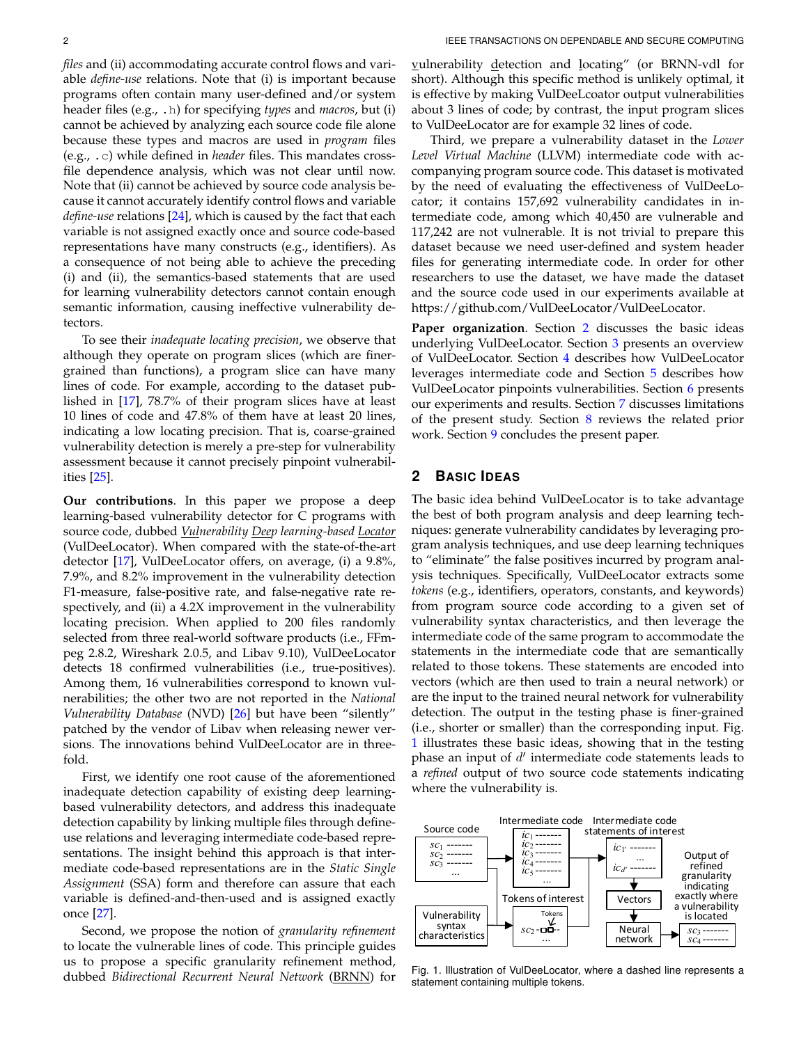*files* and (ii) accommodating accurate control flows and variable *define-use* relations. Note that (i) is important because programs often contain many user-defined and/or system header files (e.g., .h) for specifying *types* and *macros*, but (i) cannot be achieved by analyzing each source code file alone because these types and macros are used in *program* files (e.g., .c) while defined in *header* files. This mandates cross-file dependence analysis, which was not clear until now. Note that (ii) cannot be achieved by source code analysis because it cannot accurately identify control flows and variable *define-use* relations [24], which is caused by the fact that each variable is not assigned exactly once and source code-based representations have many constructs (e.g., identifiers). As a consequence of not being able to achieve the preceding (i) and (ii), the semantics-based statements that are used for learning vulnerability detectors cannot contain enough semantic information, causing ineffective vulnerability detectors.

To see their *inadequate locating precision*, we observe that although they operate on program slices (which are finer-grained than functions), a program slice can have many lines of code. For example, according to the dataset published in [17], 78.7% of their program slices have at least 10 lines of code and 47.8% of them have at least 20 lines, indicating a low locating precision. That is, coarse-grained vulnerability detection is merely a pre-step for vulnerability assessment because it cannot precisely pinpoint vulnerabilities [25].

**Our contributions**. In this paper we propose a deep learning-based vulnerability detector for C programs with source code, dubbed *Vulnerability Deep learning-based Locator* (VulDeeLocator). When compared with the state-of-the-art detector [17], VulDeeLocator offers, on average, (i) a 9.8%, 7.9%, and 8.2% improvement in the vulnerability detection F1-measure, false-positive rate, and false-negative rate respectively, and (ii) a 4.2X improvement in the vulnerability locating precision. When applied to 200 files randomly selected from three real-world software products (i.e., FFmpeg 2.8.2, Wireshark 2.0.5, and Libav 9.10), VulDeeLocator detects 18 confirmed vulnerabilities (i.e., true-positives). Among them, 16 vulnerabilities correspond to known vulnerabilities; the other two are not reported in the *National Vulnerability Database* (NVD) [26] but have been "silently" patched by the vendor of Libav when releasing newer versions. The innovations behind VulDeeLocator are in three-fold.

First, we identify one root cause of the aforementioned inadequate detection capability of existing deep learning-based vulnerability detectors, and address this inadequate detection capability by linking multiple files through define-use relations and leveraging intermediate code-based representations. The insight behind this approach is that intermediate code-based representations are in the *Static Single Assignment* (SSA) form and therefore can assure that each variable is defined-and-then-used and is assigned exactly once [27].

Second, we propose the notion of *granularity refinement* to locate the vulnerable lines of code. This principle guides us to propose a specific granularity refinement method, dubbed *Bidirectional Recurrent Neural Network* (BRNN) for vulnerability detection and locating" (or BRNN-vdl for short). Although this specific method is unlikely optimal, it is effective by making VulDeeLcoator output vulnerabilities about 3 lines of code; by contrast, the input program slices to VulDeeLocator are for example 32 lines of code.

Third, we prepare a vulnerability dataset in the *Lower Level Virtual Machine* (LLVM) intermediate code with accompanying program source code. This dataset is motivated by the need of evaluating the effectiveness of VulDeeLocator; it contains 157,692 vulnerability candidates in intermediate code, among which 40,450 are vulnerable and 117,242 are not vulnerable. It is not trivial to prepare this dataset because we need user-defined and system header files for generating intermediate code. In order for other researchers to use the dataset, we have made the dataset and the source code used in our experiments available at https://github.com/VulDeeLocator/VulDeeLocator.

**Paper organization**. Section 2 discusses the basic ideas underlying VulDeeLocator. Section 3 presents an overview of VulDeeLocator. Section 4 describes how VulDeeLocator leverages intermediate code and Section 5 describes how VulDeeLocator pinpoints vulnerabilities. Section 6 presents our experiments and results. Section 7 discusses limitations of the present study. Section 8 reviews the related prior work. Section 9 concludes the present paper.

## 2 Basic Ideas

The basic idea behind VulDeeLocator is to take advantage the best of both program analysis and deep learning techniques: generate vulnerability candidates by leveraging program analysis techniques, and use deep learning techniques to "eliminate" the false positives incurred by program analysis techniques. Specifically, VulDeeLocator extracts some *tokens* (e.g., identifiers, operators, constants, and keywords) from program source code according to a given set of vulnerability syntax characteristics, and then leverage the intermediate code of the same program to accommodate the statements in the intermediate code that are semantically related to those tokens. These statements are encoded into vectors (which are then used to train a neural network) or are the input to the trained neural network for vulnerability detection. The output in the testing phase is finer-grained (i.e., shorter or smaller) than the corresponding input. Fig. 1 illustrates these basic ideas, showing that in the testing phase an input of $d'$ intermediate code statements leads to a *refined* output of two source code statements indicating where the vulnerability is.

Fig. 1. Illustration of VulDeeLocator, where a dashed line represents a statement containing multiple tokens.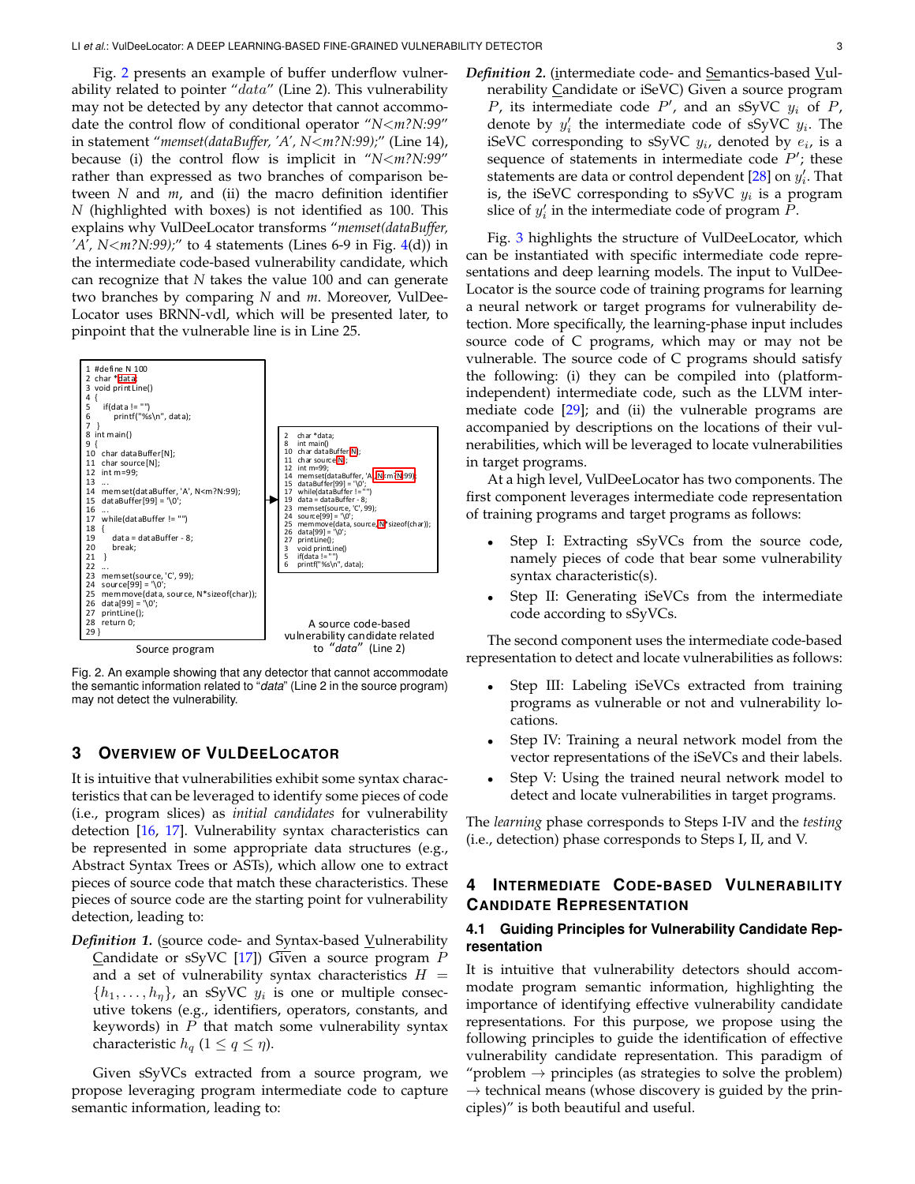Fig. 2 presents an example of buffer underflow vulnerability related to pointer "$data$" (Line 2). This vulnerability may not be detected by any detector that cannot accommodate the control flow of conditional operator "*N<m?N:99*" in statement "*memset(dataBuffer, 'A', N<m?N:99);*" (Line 14), because (i) the control flow is implicit in "*N<m?N:99*" rather than expressed as two branches of comparison between $N$ and $m$, and (ii) the macro definition identifier $N$ (highlighted with boxes) is not identified as 100. This explains why VulDeeLocator transforms "*memset(dataBuffer, 'A', N<m?N:99);*" to 4 statements (Lines 6-9 in Fig. 4(d)) in the intermediate code-based vulnerability candidate, which can recognize that $N$ takes the value 100 and can generate two branches by comparing $N$ and $m$. Moreover, VulDeeLocator uses BRNN-vdl, which will be presented later, to pinpoint that the vulnerable line is in Line 25.

Source program:

```
1  #define N 100
2  char *data;
3  void printLine()
4  {
5     if(data != "")
6        printf("%s\n", data);
7  }
8  int main()
9  {
10  char dataBuffer[N];
11  char source[N];
12  int m=99;
13  ...
14  memset(dataBuffer, 'A', N<m?N:99);
15  dataBuffer[99] = '\0';
16  ...
17  while(dataBuffer != "")
18  {
19      data = dataBuffer - 8;
20      break;
21  }
22  ...
23  memset(source, 'C', 99);
24  source[99] = '\0';
25  memmove(data, source, N*sizeof(char));
26  data[99] = '\0';
27  printLine();
28  return 0;
29 }
```

A source code-based vulnerability candidate related to "*data*" (Line 2):

```
2   char *data;
8   int main()
10  char dataBuffer[N];
11  char source[N];
12  int m=99;
14  memset(dataBuffer, 'A', N<m?N:99);
15  dataBuffer[99] = '\0';
17  while(dataBuffer != "")
19  data = dataBuffer - 8;
23  memset(source, 'C', 99);
24  source[99] = '\0';
25  memmove(data, source, N*sizeof(char));
26  data[99] = '\0';
27  printLine();
3   void printLine()
5   if(data != "")
6   printf("%s\n", data);
```

Fig. 2. An example showing that any detector that cannot accommodate the semantic information related to "*data*" (Line 2 in the source program) may not detect the vulnerability.

## 3 Overview of VulDeeLocator

It is intuitive that vulnerabilities exhibit some syntax characteristics that can be leveraged to identify some pieces of code (i.e., program slices) as *initial candidates* for vulnerability detection [16, 17]. Vulnerability syntax characteristics can be represented in some appropriate data structures (e.g., Abstract Syntax Trees or ASTs), which allow one to extract pieces of source code that match these characteristics. These pieces of source code are the starting point for vulnerability detection, leading to:

***Definition 1.*** (source code- and Syntax-based Vulnerability Candidate or sSyVC [17]) Given a source program $P$ and a set of vulnerability syntax characteristics $H = \{h_1, \ldots, h_\eta\}$, an sSyVC $y_i$ is one or multiple consecutive tokens (e.g., identifiers, operators, constants, and keywords) in $P$ that match some vulnerability syntax characteristic $h_q$ ($1 \leq q \leq \eta$).

Given sSyVCs extracted from a source program, we propose leveraging program intermediate code to capture semantic information, leading to:

***Definition 2.*** (intermediate code- and Semantics-based Vulnerability Candidate or iSeVC) Given a source program $P$, its intermediate code $P'$, and an sSyVC $y_i$ of $P$, denote by $y'_i$ the intermediate code of sSyVC $y_i$. The iSeVC corresponding to sSyVC $y_i$, denoted by $e_i$, is a sequence of statements in intermediate code $P'$; these statements are data or control dependent [28] on $y'_i$. That is, the iSeVC corresponding to sSyVC $y_i$ is a program slice of $y'_i$ in the intermediate code of program $P$.

Fig. 3 highlights the structure of VulDeeLocator, which can be instantiated with specific intermediate code representations and deep learning models. The input to VulDeeLocator is the source code of training programs for learning a neural network or target programs for vulnerability detection. More specifically, the learning-phase input includes source code of C programs, which may or may not be vulnerable. The source code of C programs should satisfy the following: (i) they can be compiled into (platform-independent) intermediate code, such as the LLVM intermediate code [29]; and (ii) the vulnerable programs are accompanied by descriptions on the locations of their vulnerabilities, which will be leveraged to locate vulnerabilities in target programs.

At a high level, VulDeeLocator has two components. The first component leverages intermediate code representation of training programs and target programs as follows:

- Step I: Extracting sSyVCs from the source code, namely pieces of code that bear some vulnerability syntax characteristic(s).
- Step II: Generating iSeVCs from the intermediate code according to sSyVCs.

The second component uses the intermediate code-based representation to detect and locate vulnerabilities as follows:

- Step III: Labeling iSeVCs extracted from training programs as vulnerable or not and vulnerability locations.
- Step IV: Training a neural network model from the vector representations of the iSeVCs and their labels.
- Step V: Using the trained neural network model to detect and locate vulnerabilities in target programs.

The *learning* phase corresponds to Steps I-IV and the *testing* (i.e., detection) phase corresponds to Steps I, II, and V.

## 4 Intermediate Code-based Vulnerability Candidate Representation

### 4.1 Guiding Principles for Vulnerability Candidate Representation

It is intuitive that vulnerability detectors should accommodate program semantic information, highlighting the importance of identifying effective vulnerability candidate representations. For this purpose, we propose using the following principles to guide the identification of effective vulnerability candidate representation. This paradigm of "problem $\rightarrow$ principles (as strategies to solve the problem) $\rightarrow$ technical means (whose discovery is guided by the principles)" is both beautiful and useful.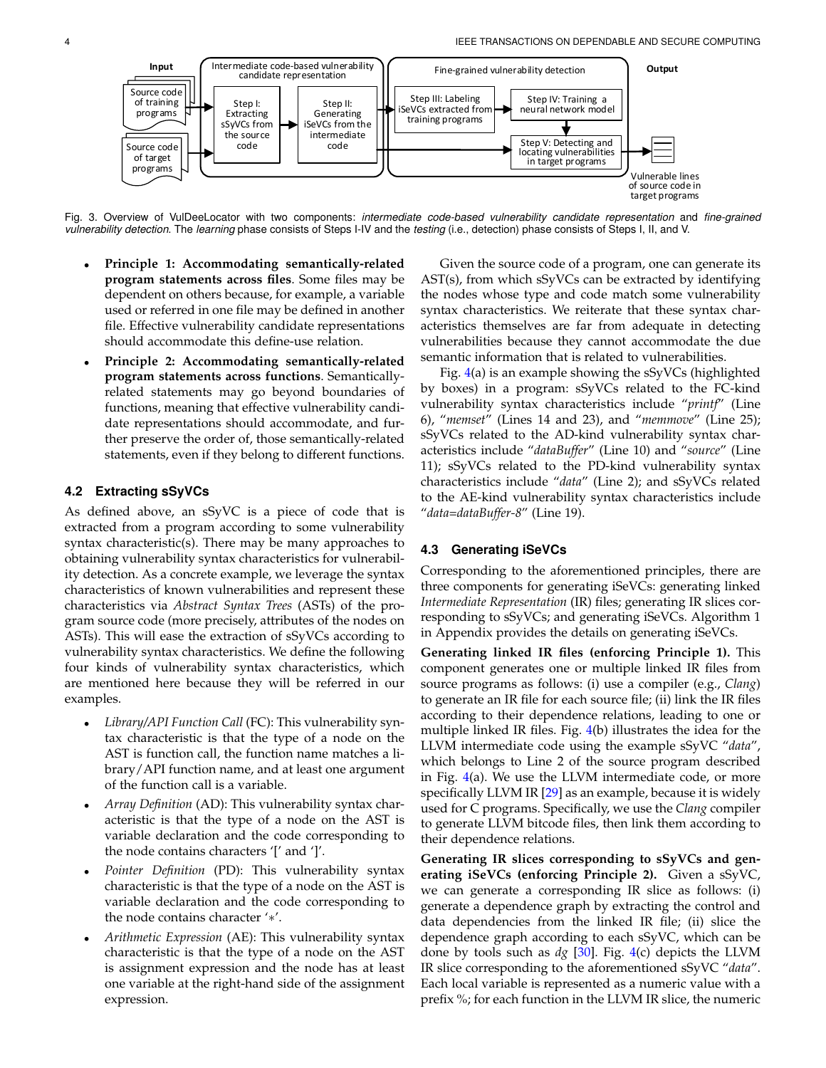Fig. 3. Overview of VulDeeLocator with two components: *intermediate code-based vulnerability candidate representation* and *fine-grained vulnerability detection*. The *learning* phase consists of Steps I-IV and the *testing* (i.e., detection) phase consists of Steps I, II, and V.

- **Principle 1: Accommodating semantically-related program statements across files**. Some files may be dependent on others because, for example, a variable used or referred in one file may be defined in another file. Effective vulnerability candidate representations should accommodate this define-use relation.
- **Principle 2: Accommodating semantically-related program statements across functions**. Semantically-related statements may go beyond boundaries of functions, meaning that effective vulnerability candidate representations should accommodate, and further preserve the order of, those semantically-related statements, even if they belong to different functions.

### 4.2 Extracting sSyVCs

As defined above, an sSyVC is a piece of code that is extracted from a program according to some vulnerability syntax characteristic(s). There may be many approaches to obtaining vulnerability syntax characteristics for vulnerability detection. As a concrete example, we leverage the syntax characteristics of known vulnerabilities and represent these characteristics via *Abstract Syntax Trees* (ASTs) of the program source code (more precisely, attributes of the nodes on ASTs). This will ease the extraction of sSyVCs according to vulnerability syntax characteristics. We define the following four kinds of vulnerability syntax characteristics, which are mentioned here because they will be referred in our examples.

- *Library/API Function Call* (FC): This vulnerability syntax characteristic is that the type of a node on the AST is function call, the function name matches a library/API function name, and at least one argument of the function call is a variable.
- *Array Definition* (AD): This vulnerability syntax characteristic is that the type of a node on the AST is variable declaration and the code corresponding to the node contains characters '[' and ']'.
- *Pointer Definition* (PD): This vulnerability syntax characteristic is that the type of a node on the AST is variable declaration and the code corresponding to the node contains character '$*$'.
- *Arithmetic Expression* (AE): This vulnerability syntax characteristic is that the type of a node on the AST is assignment expression and the node has at least one variable at the right-hand side of the assignment expression.

Given the source code of a program, one can generate its AST(s), from which sSyVCs can be extracted by identifying the nodes whose type and code match some vulnerability syntax characteristics. We reiterate that these syntax characteristics themselves are far from adequate in detecting vulnerabilities because they cannot accommodate the due semantic information that is related to vulnerabilities.

Fig. 4(a) is an example showing the sSyVCs (highlighted by boxes) in a program: sSyVCs related to the FC-kind vulnerability syntax characteristics include "*printf*" (Line 6), "*memset*" (Lines 14 and 23), and "*memmove*" (Line 25); sSyVCs related to the AD-kind vulnerability syntax characteristics include "*dataBuffer*" (Line 10) and "*source*" (Line 11); sSyVCs related to the PD-kind vulnerability syntax characteristics include "*data*" (Line 2); and sSyVCs related to the AE-kind vulnerability syntax characteristics include "*data=dataBuffer-8*" (Line 19).

### 4.3 Generating iSeVCs

Corresponding to the aforementioned principles, there are three components for generating iSeVCs: generating linked *Intermediate Representation* (IR) files; generating IR slices corresponding to sSyVCs; and generating iSeVCs. Algorithm 1 in Appendix provides the details on generating iSeVCs.

**Generating linked IR files (enforcing Principle 1).** This component generates one or multiple linked IR files from source programs as follows: (i) use a compiler (e.g., *Clang*) to generate an IR file for each source file; (ii) link the IR files according to their dependence relations, leading to one or multiple linked IR files. Fig. 4(b) illustrates the idea for the LLVM intermediate code using the example sSyVC "*data*", which belongs to Line 2 of the source program described in Fig. 4(a). We use the LLVM intermediate code, or more specifically LLVM IR [29] as an example, because it is widely used for C programs. Specifically, we use the *Clang* compiler to generate LLVM bitcode files, then link them according to their dependence relations.

**Generating IR slices corresponding to sSyVCs and generating iSeVCs (enforcing Principle 2).** Given a sSyVC, we can generate a corresponding IR slice as follows: (i) generate a dependence graph by extracting the control and data dependencies from the linked IR file; (ii) slice the dependence graph according to each sSyVC, which can be done by tools such as *dg* [30]. Fig. 4(c) depicts the LLVM IR slice corresponding to the aforementioned sSyVC "*data*". Each local variable is represented as a numeric value with a prefix %; for each function in the LLVM IR slice, the numeric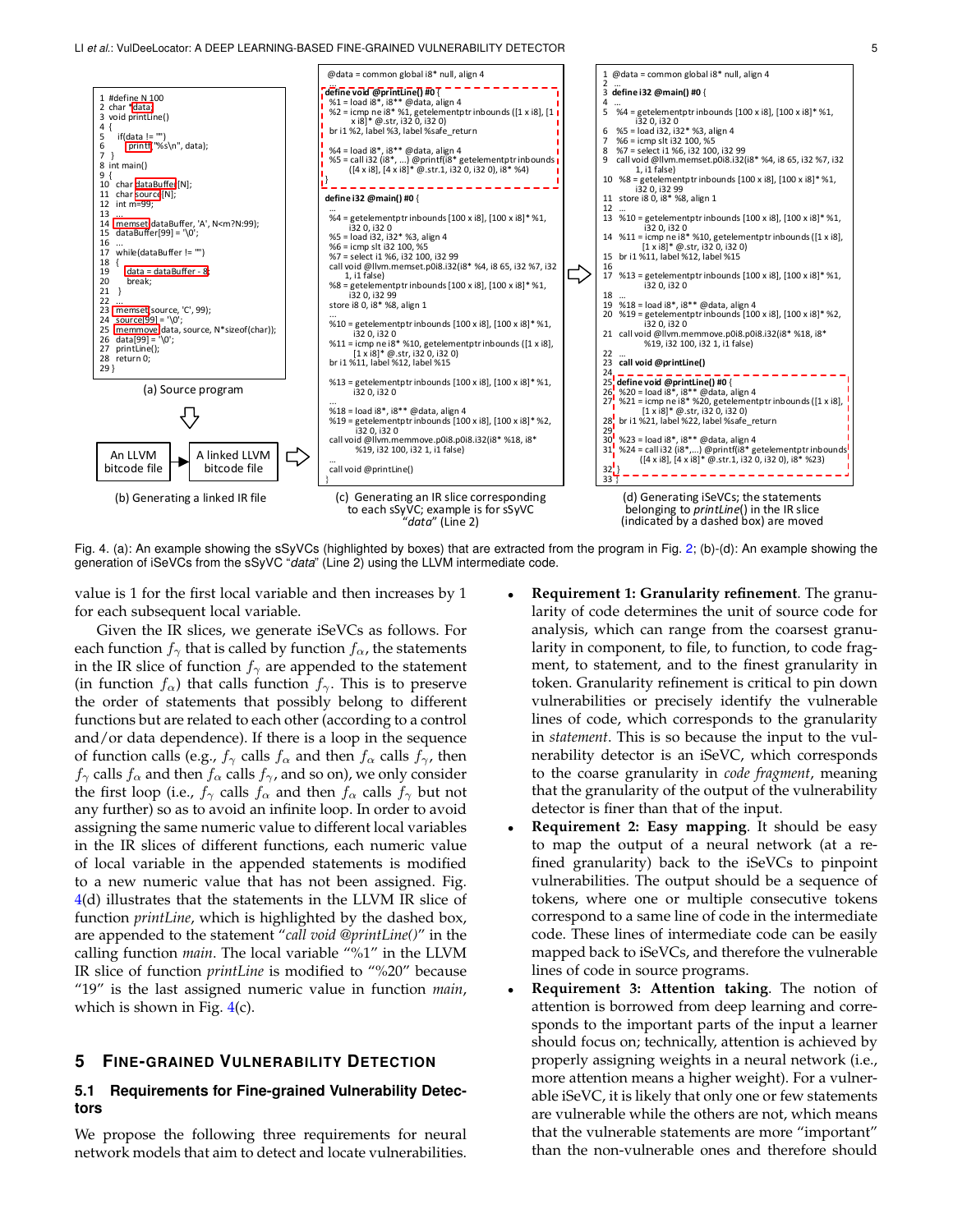```
1 #define N 100
2 char *data;
3 void printLine()
4 {
5   if(data != "")
6     printf("%s\n", data);
7 }
8 int main()
9 {
10  char dataBuffer[N];
11  char source[N];
12  int m=99;
13  ...
14  memset(dataBuffer, 'A', N<m?N:99);
15  dataBuffer[99] = '\0';
16  ...
17  while(dataBuffer != "")
18  {
19    data = dataBuffer - 8;
20    break;
21  }
22  ...
23  memset(source, 'C', 99);
24  source[99] = '\0';
25  memmove(data, source, N*sizeof(char));
26  data[99] = '\0';
27  printLine();
28  return 0;
29 }
```

(a) Source program

An LLVM bitcode file → A linked LLVM bitcode file

(b) Generating a linked IR file

```
@data = common global i8* null, align 4
...
define void @printLine() #0 {
  %1 = load i8*, i8** @data, align 4
  %2 = icmp ne i8* %1, getelementptr inbounds ([1 x i8], [1 x i8]* @.str, i32 0, i32 0)
  br i1 %2, label %3, label %safe_return

  %4 = load i8*, i8** @data, align 4
  %5 = call i32 (i8*, ...) @printf(i8* getelementptr inbounds ([4 x i8], [4 x i8]* @.str.1, i32 0, i32 0), i8* %4)
}
define i32 @main() #0 {
  ...
  %4 = getelementptr inbounds [100 x i8], [100 x i8]* %1, i32 0, i32 0
  %5 = load i32, i32* %3, align 4
  %6 = icmp slt i32 100, %5
  %7 = select i1 %6, i32 100, i32 99
  call void @llvm.memset.p0i8.i32(i8* %4, i8 65, i32 %7, i32 1, i1 false)
  %8 = getelementptr inbounds [100 x i8], [100 x i8]* %1, i32 0, i32 99
  store i8 0, i8* %8, align 1
  ...
  %10 = getelementptr inbounds [100 x i8], [100 x i8]* %1, i32 0, i32 0
  %11 = icmp ne i8* %10, getelementptr inbounds ([1 x i8], [1 x i8]* @.str, i32 0, i32 0)
  br i1 %11, label %12, label %15

  %13 = getelementptr inbounds [100 x i8], [100 x i8]* %1, i32 0, i32 0
  ...
  %18 = load i8*, i8** @data, align 4
  %19 = getelementptr inbounds [100 x i8], [100 x i8]* %2, i32 0, i32 0
  call void @llvm.memmove.p0i8.p0i8.i32(i8* %18, i8* %19, i32 100, i32 1, i1 false)
  ...
  call void @printLine()
}
```

(c) Generating an IR slice corresponding to each sSyVC; example is for sSyVC "*data*" (Line 2)

```
1  @data = common global i8* null, align 4
2  ...
3  define i32 @main() #0 {
4  ...
5    %4 = getelementptr inbounds [100 x i8], [100 x i8]* %1, i32 0, i32 0
6    %5 = load i32, i32* %3, align 4
7    %6 = icmp slt i32 100, %5
8    %7 = select i1 %6, i32 100, i32 99
9    call void @llvm.memset.p0i8.i32(i8* %4, i8 65, i32 %7, i32 1, i1 false)
10   %8 = getelementptr inbounds [100 x i8], [100 x i8]* %1, i32 0, i32 99
11   store i8 0, i8* %8, align 1
12   ...
13   %10 = getelementptr inbounds [100 x i8], [100 x i8]* %1, i32 0, i32 0
14   %11 = icmp ne i8* %10, getelementptr inbounds ([1 x i8], [1 x i8]* @.str, i32 0, i32 0)
15   br i1 %11, label %12, label %15
16
17   %13 = getelementptr inbounds [100 x i8], [100 x i8]* %1, i32 0, i32 0
18   ...
19   %18 = load i8*, i8** @data, align 4
20   %19 = getelementptr inbounds [100 x i8], [100 x i8]* %2, i32 0, i32 0
21   call void @llvm.memmove.p0i8.p0i8.i32(i8* %18, i8* %19, i32 100, i32 1, i1 false)
22   ...
23   call void @printLine()
24
25   define void @printLine() #0 {
26   %20 = load i8*, i8** @data, align 4
27   %21 = icmp ne i8* %20, getelementptr inbounds ([1 x i8], [1 x i8]* @.str, i32 0, i32 0)
28   br i1 %21, label %22, label %safe_return
29
30   %23 = load i8*, i8** @data, align 4
31   %24 = call i32 (i8*,...) @printf(i8* getelementptr inbounds ([4 x i8], [4 x i8]* @.str.1, i32 0, i32 0), i8* %23)
32   }
33 }
```

(d) Generating iSeVCs; the statements belonging to *printLine*() in the IR slice (indicated by a dashed box) are moved

Fig. 4. (a): An example showing the sSyVCs (highlighted by boxes) that are extracted from the program in Fig. 2; (b)-(d): An example showing the generation of iSeVCs from the sSyVC "*data*" (Line 2) using the LLVM intermediate code.

value is 1 for the first local variable and then increases by 1 for each subsequent local variable.

Given the IR slices, we generate iSeVCs as follows. For each function $f_\gamma$ that is called by function $f_\alpha$, the statements in the IR slice of function $f_\gamma$ are appended to the statement (in function $f_\alpha$) that calls function $f_\gamma$. This is to preserve the order of statements that possibly belong to different functions but are related to each other (according to a control and/or data dependence). If there is a loop in the sequence of function calls (e.g., $f_\gamma$ calls $f_\alpha$ and then $f_\alpha$ calls $f_\gamma$, then $f_\gamma$ calls $f_\alpha$ and then $f_\alpha$ calls $f_\gamma$, and so on), we only consider the first loop (i.e., $f_\gamma$ calls $f_\alpha$ and then $f_\alpha$ calls $f_\gamma$ but not any further) so as to avoid an infinite loop. In order to avoid assigning the same numeric value to different local variables in the IR slices of different functions, each numeric value of local variable in the appended statements is modified to a new numeric value that has not been assigned. Fig. 4(d) illustrates that the statements in the LLVM IR slice of function *printLine*, which is highlighted by the dashed box, are appended to the statement "*call void @printLine()*" in the calling function *main*. The local variable "%1" in the LLVM IR slice of function *printLine* is modified to "%20" because "19" is the last assigned numeric value in function *main*, which is shown in Fig. 4(c).

# 5 Fine-Grained Vulnerability Detection

## 5.1 Requirements for Fine-grained Vulnerability Detectors

We propose the following three requirements for neural network models that aim to detect and locate vulnerabilities.

- **Requirement 1: Granularity refinement**. The granularity of code determines the unit of source code for analysis, which can range from the coarsest granularity in component, to file, to function, to code fragment, to statement, and to the finest granularity in token. Granularity refinement is critical to pin down vulnerabilities or precisely identify the vulnerable lines of code, which corresponds to the granularity in *statement*. This is so because the input to the vulnerability detector is an iSeVC, which corresponds to the coarse granularity in *code fragment*, meaning that the granularity of the output of the vulnerability detector is finer than that of the input.
- **Requirement 2: Easy mapping**. It should be easy to map the output of a neural network (at a refined granularity) back to the iSeVCs to pinpoint vulnerabilities. The output should be a sequence of tokens, where one or multiple consecutive tokens correspond to a same line of code in the intermediate code. These lines of intermediate code can be easily mapped back to iSeVCs, and therefore the vulnerable lines of code in source programs.
- **Requirement 3: Attention taking**. The notion of attention is borrowed from deep learning and corresponds to the important parts of the input a learner should focus on; technically, attention is achieved by properly assigning weights in a neural network (i.e., more attention means a higher weight). For a vulnerable iSeVC, it is likely that only one or few statements are vulnerable while the others are not, which means that the vulnerable statements are more "important" than the non-vulnerable ones and therefore should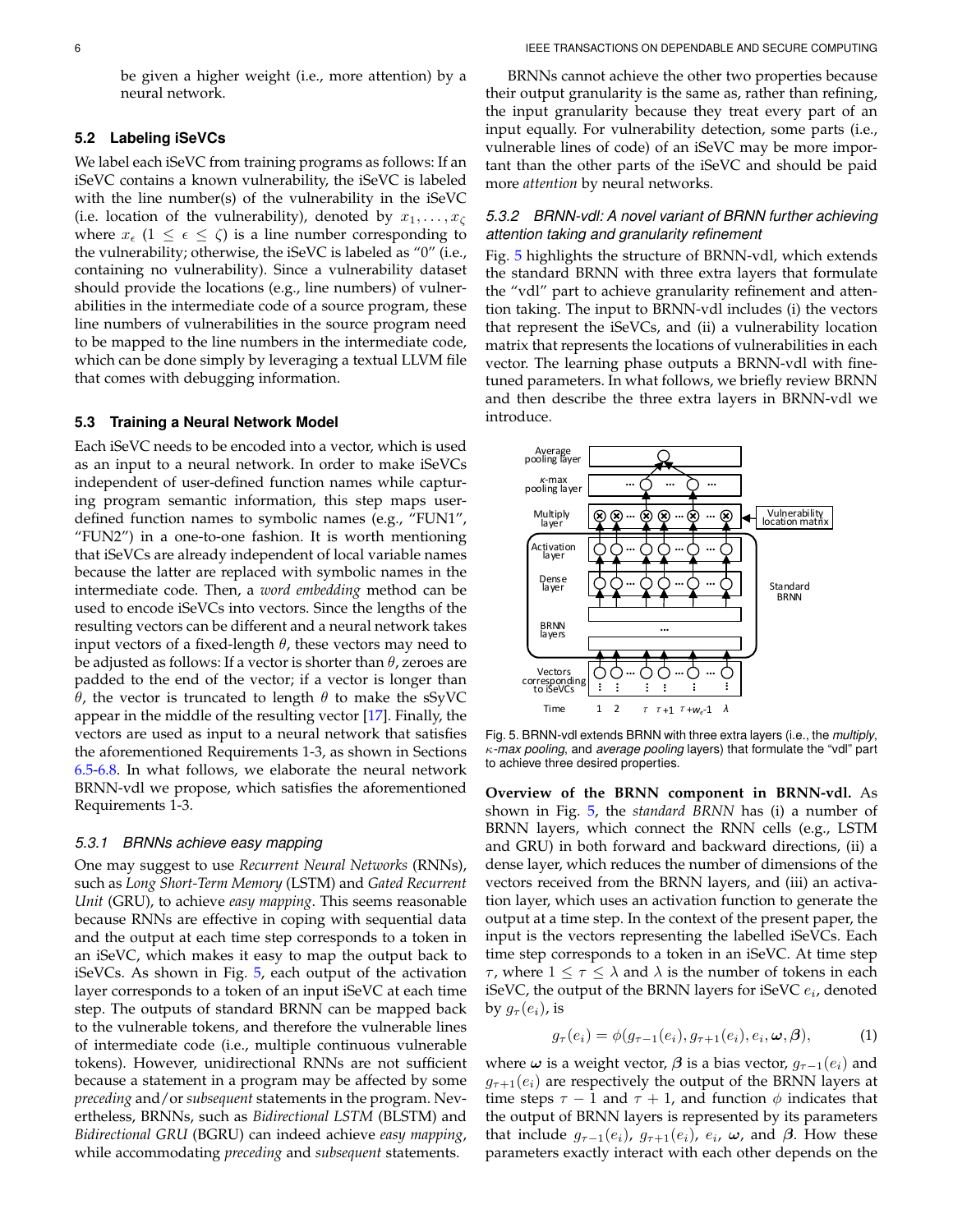be given a higher weight (i.e., more attention) by a neural network.

### 5.2 Labeling iSeVCs

We label each iSeVC from training programs as follows: If an iSeVC contains a known vulnerability, the iSeVC is labeled with the line number(s) of the vulnerability in the iSeVC (i.e. location of the vulnerability), denoted by $x_1, \ldots, x_\zeta$ where $x_\epsilon$ ($1 \leq \epsilon \leq \zeta$) is a line number corresponding to the vulnerability; otherwise, the iSeVC is labeled as "0" (i.e., containing no vulnerability). Since a vulnerability dataset should provide the locations (e.g., line numbers) of vulnerabilities in the intermediate code of a source program, these line numbers of vulnerabilities in the source program need to be mapped to the line numbers in the intermediate code, which can be done simply by leveraging a textual LLVM file that comes with debugging information.

### 5.3 Training a Neural Network Model

Each iSeVC needs to be encoded into a vector, which is used as an input to a neural network. In order to make iSeVCs independent of user-defined function names while capturing program semantic information, this step maps user-defined function names to symbolic names (e.g., "FUN1", "FUN2") in a one-to-one fashion. It is worth mentioning that iSeVCs are already independent of local variable names because the latter are replaced with symbolic names in the intermediate code. Then, a *word embedding* method can be used to encode iSeVCs into vectors. Since the lengths of the resulting vectors can be different and a neural network takes input vectors of a fixed-length $\theta$, these vectors may need to be adjusted as follows: If a vector is shorter than $\theta$, zeroes are padded to the end of the vector; if a vector is longer than $\theta$, the vector is truncated to length $\theta$ to make the sSyVC appear in the middle of the resulting vector [17]. Finally, the vectors are used as input to a neural network that satisfies the aforementioned Requirements 1-3, as shown in Sections 6.5-6.8. In what follows, we elaborate the neural network BRNN-vdl we propose, which satisfies the aforementioned Requirements 1-3.

#### 5.3.1 BRNNs achieve easy mapping

One may suggest to use *Recurrent Neural Networks* (RNNs), such as *Long Short-Term Memory* (LSTM) and *Gated Recurrent Unit* (GRU), to achieve *easy mapping*. This seems reasonable because RNNs are effective in coping with sequential data and the output at each time step corresponds to a token in an iSeVC, which makes it easy to map the output back to iSeVCs. As shown in Fig. 5, each output of the activation layer corresponds to a token of an input iSeVC at each time step. The outputs of standard BRNN can be mapped back to the vulnerable tokens, and therefore the vulnerable lines of intermediate code (i.e., multiple continuous vulnerable tokens). However, unidirectional RNNs are not sufficient because a statement in a program may be affected by some *preceding* and/or *subsequent* statements in the program. Nevertheless, BRNNs, such as *Bidirectional LSTM* (BLSTM) and *Bidirectional GRU* (BGRU) can indeed achieve *easy mapping*, while accommodating *preceding* and *subsequent* statements.

BRNNs cannot achieve the other two properties because their output granularity is the same as, rather than refining, the input granularity because they treat every part of an input equally. For vulnerability detection, some parts (i.e., vulnerable lines of code) of an iSeVC may be more important than the other parts of the iSeVC and should be paid more *attention* by neural networks.

#### 5.3.2 BRNN-vdl: A novel variant of BRNN further achieving attention taking and granularity refinement

Fig. 5 highlights the structure of BRNN-vdl, which extends the standard BRNN with three extra layers that formulate the "vdl" part to achieve granularity refinement and attention taking. The input to BRNN-vdl includes (i) the vectors that represent the iSeVCs, and (ii) a vulnerability location matrix that represents the locations of vulnerabilities in each vector. The learning phase outputs a BRNN-vdl with fine-tuned parameters. In what follows, we briefly review BRNN and then describe the three extra layers in BRNN-vdl we introduce.

Fig. 5. BRNN-vdl extends BRNN with three extra layers (i.e., the *multiply*, $\kappa$*-max pooling*, and *average pooling* layers) that formulate the "vdl" part to achieve three desired properties.

**Overview of the BRNN component in BRNN-vdl.** As shown in Fig. 5, the *standard BRNN* has (i) a number of BRNN layers, which connect the RNN cells (e.g., LSTM and GRU) in both forward and backward directions, (ii) a dense layer, which reduces the number of dimensions of the vectors received from the BRNN layers, and (iii) an activation layer, which uses an activation function to generate the output at a time step. In the context of the present paper, the input is the vectors representing the labelled iSeVCs. Each time step corresponds to a token in an iSeVC. At time step $\tau$, where $1 \leq \tau \leq \lambda$ and $\lambda$ is the number of tokens in each iSeVC, the output of the BRNN layers for iSeVC $e_i$, denoted by $g_\tau(e_i)$, is

$$g_\tau(e_i) = \phi(g_{\tau-1}(e_i), g_{\tau+1}(e_i), e_i, \boldsymbol{\omega}, \boldsymbol{\beta}), \tag{1}$$

where $\boldsymbol{\omega}$ is a weight vector, $\boldsymbol{\beta}$ is a bias vector, $g_{\tau-1}(e_i)$ and $g_{\tau+1}(e_i)$ are respectively the output of the BRNN layers at time steps $\tau - 1$ and $\tau + 1$, and function $\phi$ indicates that the output of BRNN layers is represented by its parameters that include $g_{\tau-1}(e_i)$, $g_{\tau+1}(e_i)$, $e_i$, $\boldsymbol{\omega}$, and $\boldsymbol{\beta}$. How these parameters exactly interact with each other depends on the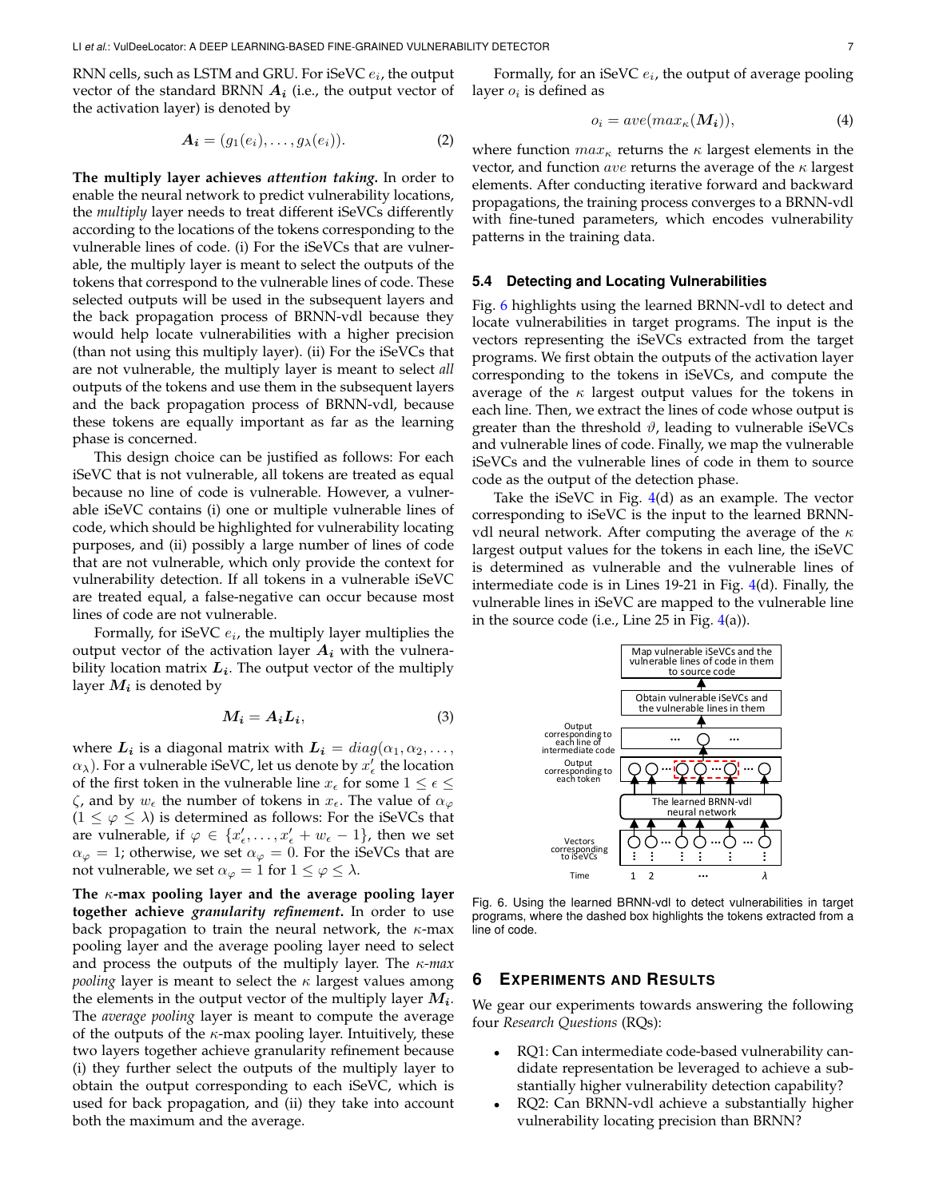RNN cells, such as LSTM and GRU. For iSeVC $e_i$, the output vector of the standard BRNN $\boldsymbol{A_i}$ (i.e., the output vector of the activation layer) is denoted by

$$\boldsymbol{A_i} = (g_1(e_i), \ldots, g_\lambda(e_i)). \tag{2}$$

**The multiply layer achieves *attention taking*.** In order to enable the neural network to predict vulnerability locations, the *multiply* layer needs to treat different iSeVCs differently according to the locations of the tokens corresponding to the vulnerable lines of code. (i) For the iSeVCs that are vulnerable, the multiply layer is meant to select the outputs of the tokens that correspond to the vulnerable lines of code. These selected outputs will be used in the subsequent layers and the back propagation process of BRNN-vdl because they would help locate vulnerabilities with a higher precision (than not using this multiply layer). (ii) For the iSeVCs that are not vulnerable, the multiply layer is meant to select *all* outputs of the tokens and use them in the subsequent layers and the back propagation process of BRNN-vdl, because these tokens are equally important as far as the learning phase is concerned.

This design choice can be justified as follows: For each iSeVC that is not vulnerable, all tokens are treated as equal because no line of code is vulnerable. However, a vulnerable iSeVC contains (i) one or multiple vulnerable lines of code, which should be highlighted for vulnerability locating purposes, and (ii) possibly a large number of lines of code that are not vulnerable, which only provide the context for vulnerability detection. If all tokens in a vulnerable iSeVC are treated equal, a false-negative can occur because most lines of code are not vulnerable.

Formally, for iSeVC $e_i$, the multiply layer multiplies the output vector of the activation layer $\boldsymbol{A_i}$ with the vulnerability location matrix $\boldsymbol{L_i}$. The output vector of the multiply layer $\boldsymbol{M_i}$ is denoted by

$$\boldsymbol{M_i} = \boldsymbol{A_i}\boldsymbol{L_i}, \tag{3}$$

where $\boldsymbol{L_i}$ is a diagonal matrix with $\boldsymbol{L_i} = diag(\alpha_1, \alpha_2, \ldots, \alpha_\lambda)$. For a vulnerable iSeVC, let us denote by $x'_\epsilon$ the location of the first token in the vulnerable line $x_\epsilon$ for some $1 \leq \epsilon \leq \zeta$, and by $w_\epsilon$ the number of tokens in $x_\epsilon$. The value of $\alpha_\varphi$ ($1 \leq \varphi \leq \lambda$) is determined as follows: For the iSeVCs that are vulnerable, if $\varphi \in \{x'_\epsilon, \ldots, x'_\epsilon + w_\epsilon - 1\}$, then we set $\alpha_\varphi = 1$; otherwise, we set $\alpha_\varphi = 0$. For the iSeVCs that are not vulnerable, we set $\alpha_\varphi = 1$ for $1 \leq \varphi \leq \lambda$.

**The $\kappa$-max pooling layer and the average pooling layer together achieve *granularity refinement*.** In order to use back propagation to train the neural network, the $\kappa$-max pooling layer and the average pooling layer need to select and process the outputs of the multiply layer. The *$\kappa$-max pooling* layer is meant to select the $\kappa$ largest values among the elements in the output vector of the multiply layer $\boldsymbol{M_i}$. The *average pooling* layer is meant to compute the average of the outputs of the $\kappa$-max pooling layer. Intuitively, these two layers together achieve granularity refinement because (i) they further select the outputs of the multiply layer to obtain the output corresponding to each iSeVC, which is used for back propagation, and (ii) they take into account both the maximum and the average.

Formally, for an iSeVC $e_i$, the output of average pooling layer $o_i$ is defined as

$$o_i = ave(max_\kappa(\boldsymbol{M_i})), \tag{4}$$

where function $max_\kappa$ returns the $\kappa$ largest elements in the vector, and function $ave$ returns the average of the $\kappa$ largest elements. After conducting iterative forward and backward propagations, the training process converges to a BRNN-vdl with fine-tuned parameters, which encodes vulnerability patterns in the training data.

### 5.4 Detecting and Locating Vulnerabilities

Fig. 6 highlights using the learned BRNN-vdl to detect and locate vulnerabilities in target programs. The input is the vectors representing the iSeVCs extracted from the target programs. We first obtain the outputs of the activation layer corresponding to the tokens in iSeVCs, and compute the average of the $\kappa$ largest output values for the tokens in each line. Then, we extract the lines of code whose output is greater than the threshold $\vartheta$, leading to vulnerable iSeVCs and vulnerable lines of code. Finally, we map the vulnerable iSeVCs and the vulnerable lines of code in them to source code as the output of the detection phase.

Take the iSeVC in Fig. 4(d) as an example. The vector corresponding to iSeVC is the input to the learned BRNN-vdl neural network. After computing the average of the $\kappa$ largest output values for the tokens in each line, the iSeVC is determined as vulnerable and the vulnerable lines of intermediate code is in Lines 19-21 in Fig. 4(d). Finally, the vulnerable lines in iSeVC are mapped to the vulnerable line in the source code (i.e., Line 25 in Fig. 4(a)).

Fig. 6. Using the learned BRNN-vdl to detect vulnerabilities in target programs, where the dashed box highlights the tokens extracted from a line of code.

## 6 Experiments and Results

We gear our experiments towards answering the following four *Research Questions* (RQs):

- RQ1: Can intermediate code-based vulnerability candidate representation be leveraged to achieve a substantially higher vulnerability detection capability?
- RQ2: Can BRNN-vdl achieve a substantially higher vulnerability locating precision than BRNN?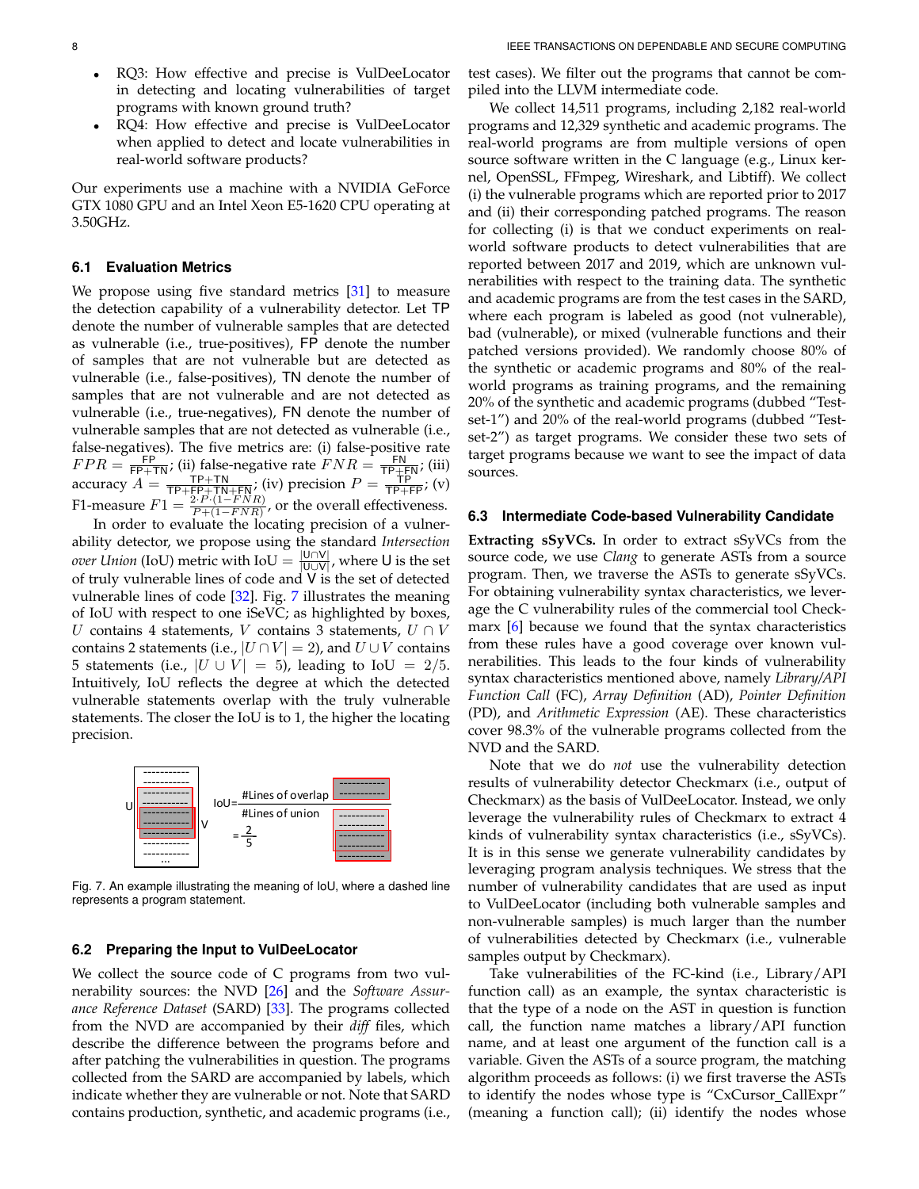- RQ3: How effective and precise is VulDeeLocator in detecting and locating vulnerabilities of target programs with known ground truth?
- RQ4: How effective and precise is VulDeeLocator when applied to detect and locate vulnerabilities in real-world software products?

Our experiments use a machine with a NVIDIA GeForce GTX 1080 GPU and an Intel Xeon E5-1620 CPU operating at 3.50GHz.

### 6.1 Evaluation Metrics

We propose using five standard metrics [31] to measure the detection capability of a vulnerability detector. Let TP denote the number of vulnerable samples that are detected as vulnerable (i.e., true-positives), FP denote the number of samples that are not vulnerable but are detected as vulnerable (i.e., false-positives), TN denote the number of samples that are not vulnerable and are not detected as vulnerable (i.e., true-negatives), FN denote the number of vulnerable samples that are not detected as vulnerable (i.e., false-negatives). The five metrics are: (i) false-positive rate $FPR = \frac{\text{FP}}{\text{FP+TN}}$; (ii) false-negative rate $FNR = \frac{\text{FN}}{\text{TP+FN}}$; (iii) accuracy $A = \frac{\text{TP+TN}}{\text{TP+FP+TN+FN}}$; (iv) precision $P = \frac{\text{TP}}{\text{TP+FP}}$; (v) F1-measure $F1 = \frac{2 \cdot P \cdot (1-FNR)}{P+(1-FNR)}$, or the overall effectiveness.

In order to evaluate the locating precision of a vulnerability detector, we propose using the standard *Intersection over Union* (IoU) metric with $\text{IoU} = \frac{|\text{U} \cap \text{V}|}{|\text{U} \cup \text{V}|}$, where U is the set of truly vulnerable lines of code and V is the set of detected vulnerable lines of code [32]. Fig. 7 illustrates the meaning of IoU with respect to one iSeVC; as highlighted by boxes, $U$ contains 4 statements, $V$ contains 3 statements, $U \cap V$ contains 2 statements (i.e., $|U \cap V| = 2$), and $U \cup V$ contains 5 statements (i.e., $|U \cup V| = 5$), leading to IoU $= 2/5$. Intuitively, IoU reflects the degree at which the detected vulnerable statements overlap with the truly vulnerable statements. The closer the IoU is to 1, the higher the locating precision.

Fig. 7. An example illustrating the meaning of IoU, where a dashed line represents a program statement.

### 6.2 Preparing the Input to VulDeeLocator

We collect the source code of C programs from two vulnerability sources: the NVD [26] and the *Software Assurance Reference Dataset* (SARD) [33]. The programs collected from the NVD are accompanied by their *diff* files, which describe the difference between the programs before and after patching the vulnerabilities in question. The programs collected from the SARD are accompanied by labels, which indicate whether they are vulnerable or not. Note that SARD contains production, synthetic, and academic programs (i.e., test cases). We filter out the programs that cannot be compiled into the LLVM intermediate code.

We collect 14,511 programs, including 2,182 real-world programs and 12,329 synthetic and academic programs. The real-world programs are from multiple versions of open source software written in the C language (e.g., Linux kernel, OpenSSL, FFmpeg, Wireshark, and Libtiff). We collect (i) the vulnerable programs which are reported prior to 2017 and (ii) their corresponding patched programs. The reason for collecting (i) is that we conduct experiments on real-world software products to detect vulnerabilities that are reported between 2017 and 2019, which are unknown vulnerabilities with respect to the training data. The synthetic and academic programs are from the test cases in the SARD, where each program is labeled as good (not vulnerable), bad (vulnerable), or mixed (vulnerable functions and their patched versions provided). We randomly choose 80% of the synthetic or academic programs and 80% of the real-world programs as training programs, and the remaining 20% of the synthetic and academic programs (dubbed "Test-set-1") and 20% of the real-world programs (dubbed "Test-set-2") as target programs. We consider these two sets of target programs because we want to see the impact of data sources.

### 6.3 Intermediate Code-based Vulnerability Candidate

**Extracting sSyVCs.** In order to extract sSyVCs from the source code, we use *Clang* to generate ASTs from a source program. Then, we traverse the ASTs to generate sSyVCs. For obtaining vulnerability syntax characteristics, we leverage the C vulnerability rules of the commercial tool Checkmarx [6] because we found that the syntax characteristics from these rules have a good coverage over known vulnerabilities. This leads to the four kinds of vulnerability syntax characteristics mentioned above, namely *Library/API Function Call* (FC), *Array Definition* (AD), *Pointer Definition* (PD), and *Arithmetic Expression* (AE). These characteristics cover 98.3% of the vulnerable programs collected from the NVD and the SARD.

Note that we do *not* use the vulnerability detection results of vulnerability detector Checkmarx (i.e., output of Checkmarx) as the basis of VulDeeLocator. Instead, we only leverage the vulnerability rules of Checkmarx to extract 4 kinds of vulnerability syntax characteristics (i.e., sSyVCs). It is in this sense we generate vulnerability candidates by leveraging program analysis techniques. We stress that the number of vulnerability candidates that are used as input to VulDeeLocator (including both vulnerable samples and non-vulnerable samples) is much larger than the number of vulnerabilities detected by Checkmarx (i.e., vulnerable samples output by Checkmarx).

Take vulnerabilities of the FC-kind (i.e., Library/API function call) as an example, the syntax characteristic is that the type of a node on the AST in question is function call, the function name matches a library/API function name, and at least one argument of the function call is a variable. Given the ASTs of a source program, the matching algorithm proceeds as follows: (i) we first traverse the ASTs to identify the nodes whose type is "CxCursor_CallExpr" (meaning a function call); (ii) identify the nodes whose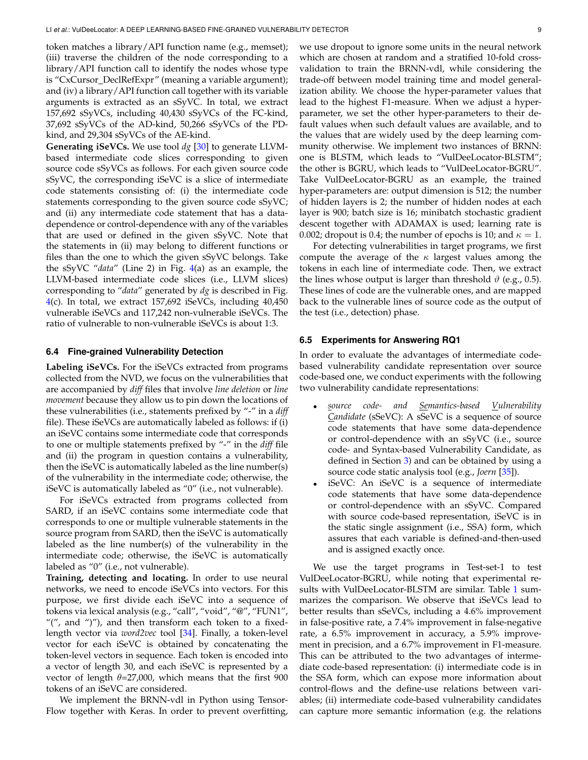token matches a library/API function name (e.g., memset); (iii) traverse the children of the node corresponding to a library/API function call to identify the nodes whose type is "CxCursor_DeclRefExpr" (meaning a variable argument); and (iv) a library/API function call together with its variable arguments is extracted as an sSyVC. In total, we extract 157,692 sSyVCs, including 40,430 sSyVCs of the FC-kind, 37,692 sSyVCs of the AD-kind, 50,266 sSyVCs of the PD-kind, and 29,304 sSyVCs of the AE-kind.

**Generating iSeVCs.** We use tool *dg* [30] to generate LLVM-based intermediate code slices corresponding to given source code sSyVCs as follows. For each given source code sSyVC, the corresponding iSeVC is a slice of intermediate code statements consisting of: (i) the intermediate code statements corresponding to the given source code sSyVC; and (ii) any intermediate code statement that has a data-dependence or control-dependence with any of the variables that are used or defined in the given sSyVC. Note that the statements in (ii) may belong to different functions or files than the one to which the given sSyVC belongs. Take the sSyVC "*data*" (Line 2) in Fig. 4(a) as an example, the LLVM-based intermediate code slices (i.e., LLVM slices) corresponding to "*data*" generated by *dg* is described in Fig. 4(c). In total, we extract 157,692 iSeVCs, including 40,450 vulnerable iSeVCs and 117,242 non-vulnerable iSeVCs. The ratio of vulnerable to non-vulnerable iSeVCs is about 1:3.

### 6.4 Fine-grained Vulnerability Detection

**Labeling iSeVCs.** For the iSeVCs extracted from programs collected from the NVD, we focus on the vulnerabilities that are accompanied by *diff* files that involve *line deletion* or *line movement* because they allow us to pin down the locations of these vulnerabilities (i.e., statements prefixed by "-" in a *diff* file). These iSeVCs are automatically labeled as follows: if (i) an iSeVC contains some intermediate code that corresponds to one or multiple statements prefixed by "-" in the *diff* file and (ii) the program in question contains a vulnerability, then the iSeVC is automatically labeled as the line number(s) of the vulnerability in the intermediate code; otherwise, the iSeVC is automatically labeled as "0" (i.e., not vulnerable).

For iSeVCs extracted from programs collected from SARD, if an iSeVC contains some intermediate code that corresponds to one or multiple vulnerable statements in the source program from SARD, then the iSeVC is automatically labeled as the line number(s) of the vulnerability in the intermediate code; otherwise, the iSeVC is automatically labeled as "0" (i.e., not vulnerable).

**Training, detecting and locating.** In order to use neural networks, we need to encode iSeVCs into vectors. For this purpose, we first divide each iSeVC into a sequence of tokens via lexical analysis (e.g., "call", "void", "@", "FUN1", "(", and ")"), and then transform each token to a fixed-length vector via *word2vec* tool [34]. Finally, a token-level vector for each iSeVC is obtained by concatenating the token-level vectors in sequence. Each token is encoded into a vector of length 30, and each iSeVC is represented by a vector of length $\theta$=27,000, which means that the first 900 tokens of an iSeVC are considered.

We implement the BRNN-vdl in Python using TensorFlow together with Keras. In order to prevent overfitting, we use dropout to ignore some units in the neural network which are chosen at random and a stratified 10-fold cross-validation to train the BRNN-vdl, while considering the trade-off between model training time and model generalization ability. We choose the hyper-parameter values that lead to the highest F1-measure. When we adjust a hyper-parameter, we set the other hyper-parameters to their default values when such default values are available, and to the values that are widely used by the deep learning community otherwise. We implement two instances of BRNN: one is BLSTM, which leads to "VulDeeLocator-BLSTM"; the other is BGRU, which leads to "VulDeeLocator-BGRU". Take VulDeeLocator-BGRU as an example, the trained hyper-parameters are: output dimension is 512; the number of hidden layers is 2; the number of hidden nodes at each layer is 900; batch size is 16; minibatch stochastic gradient descent together with ADAMAX is used; learning rate is 0.002; dropout is 0.4; the number of epochs is 10; and $\kappa = 1$.

For detecting vulnerabilities in target programs, we first compute the average of the $\kappa$ largest values among the tokens in each line of intermediate code. Then, we extract the lines whose output is larger than threshold $\vartheta$ (e.g., 0.5). These lines of code are the vulnerable ones, and are mapped back to the vulnerable lines of source code as the output of the test (i.e., detection) phase.

### 6.5 Experiments for Answering RQ1

In order to evaluate the advantages of intermediate code-based vulnerability candidate representation over source code-based one, we conduct experiments with the following two vulnerability candidate representations:

- *source code- and Semantics-based Vulnerability Candidate* (sSeVC): A sSeVC is a sequence of source code statements that have some data-dependence or control-dependence with an sSyVC (i.e., source code- and Syntax-based Vulnerability Candidate, as defined in Section 3) and can be obtained by using a source code static analysis tool (e.g., *Joern* [35]).
- iSeVC: An iSeVC is a sequence of intermediate code statements that have some data-dependence or control-dependence with an sSyVC. Compared with source code-based representation, iSeVC is in the static single assignment (i.e., SSA) form, which assures that each variable is defined-and-then-used and is assigned exactly once.

We use the target programs in Test-set-1 to test VulDeeLocator-BGRU, while noting that experimental results with VulDeeLocator-BLSTM are similar. Table 1 summarizes the comparison. We observe that iSeVCs lead to better results than sSeVCs, including a 4.6% improvement in false-positive rate, a 7.4% improvement in false-negative rate, a 6.5% improvement in accuracy, a 5.9% improvement in precision, and a 6.7% improvement in F1-measure. This can be attributed to the two advantages of intermediate code-based representation: (i) intermediate code is in the SSA form, which can expose more information about control-flows and the define-use relations between variables; (ii) intermediate code-based vulnerability candidates can capture more semantic information (e.g. the relations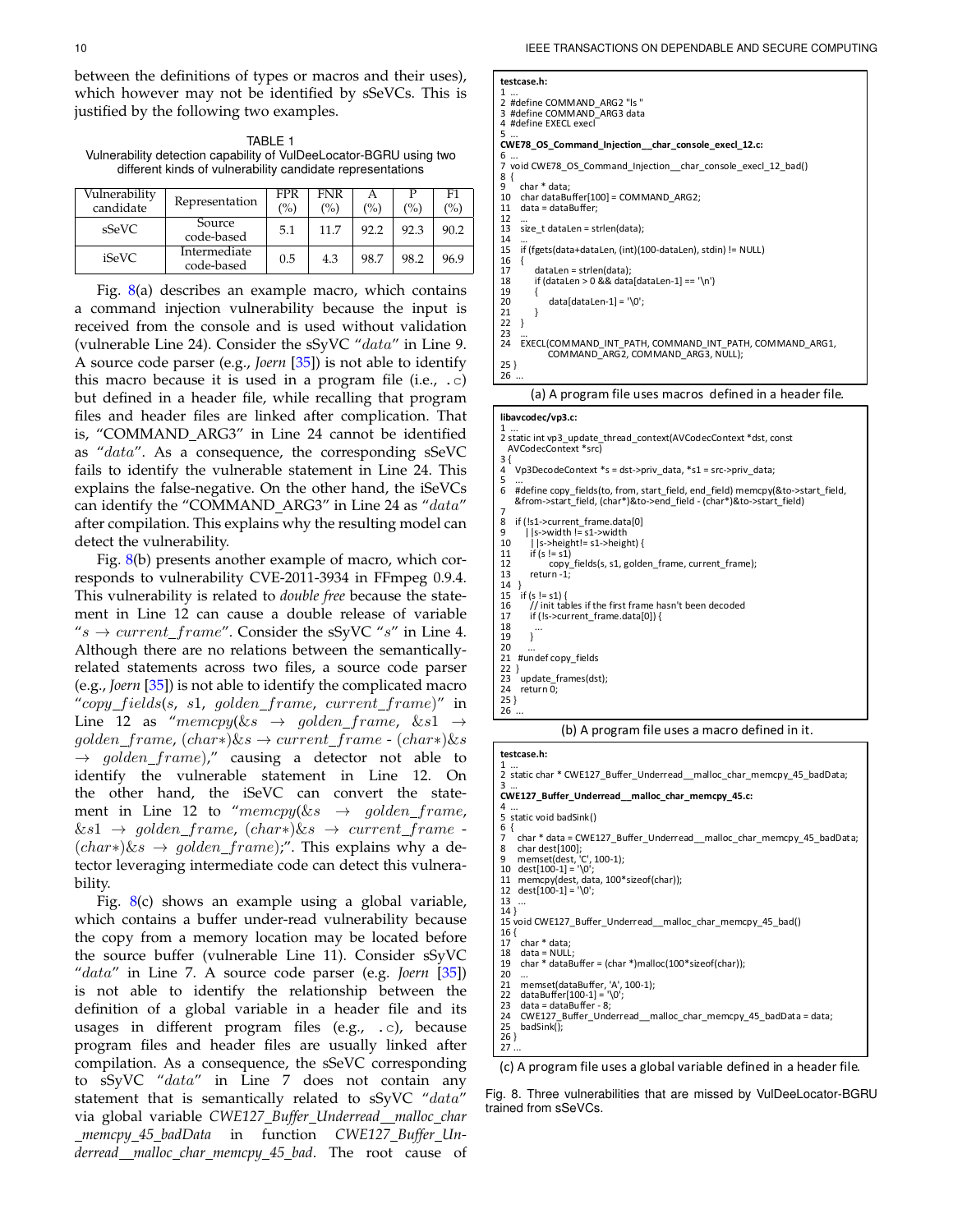between the definitions of types or macros and their uses), which however may not be identified by sSeVCs. This is justified by the following two examples.

TABLE 1
Vulnerability detection capability of VulDeeLocator-BGRU using two different kinds of vulnerability candidate representations

| Vulnerability candidate | Representation | FPR (%) | FNR (%) | A (%) | P (%) | F1 (%) |
|---|---|---|---|---|---|---|
| sSeVC | Source code-based | 5.1 | 11.7 | 92.2 | 92.3 | 90.2 |
| iSeVC | Intermediate code-based | 0.5 | 4.3 | 98.7 | 98.2 | 96.9 |

Fig. 8(a) describes an example macro, which contains a command injection vulnerability because the input is received from the console and is used without validation (vulnerable Line 24). Consider the sSyVC "$data$" in Line 9. A source code parser (e.g., *Joern* [35]) is not able to identify this macro because it is used in a program file (i.e., .c) but defined in a header file, while recalling that program files and header files are linked after complication. That is, "COMMAND_ARG3" in Line 24 cannot be identified as "$data$". As a consequence, the corresponding sSeVC fails to identify the vulnerable statement in Line 24. This explains the false-negative. On the other hand, the iSeVCs can identify the "COMMAND_ARG3" in Line 24 as "$data$" after compilation. This explains why the resulting model can detect the vulnerability.

Fig. 8(b) presents another example of macro, which corresponds to vulnerability CVE-2011-3934 in FFmpeg 0.9.4. This vulnerability is related to *double free* because the statement in Line 12 can cause a double release of variable "$s \rightarrow current\_frame$". Consider the sSyVC "$s$" in Line 4. Although there are no relations between the semantically-related statements across two files, a source code parser (e.g., *Joern* [35]) is not able to identify the complicated macro "$copy\_fields(s,\ s1,\ golden\_frame,\ current\_frame)$" in Line 12 as "$memcpy(\&s \rightarrow golden\_frame,\ \&s1 \rightarrow golden\_frame,\ (char*)\&s \rightarrow current\_frame$ - $(char*)\&s \rightarrow golden\_frame),$" causing a detector not able to identify the vulnerable statement in Line 12. On the other hand, the iSeVC can convert the statement in Line 12 to "$memcpy(\&s \rightarrow golden\_frame,\ \&s1 \rightarrow golden\_frame,\ (char*)\&s \rightarrow current\_frame$ - $(char*)\&s \rightarrow golden\_frame);$". This explains why a detector leveraging intermediate code can detect this vulnerability.

Fig. 8(c) shows an example using a global variable, which contains a buffer under-read vulnerability because the copy from a memory location may be located before the source buffer (vulnerable Line 11). Consider sSyVC "$data$" in Line 7. A source code parser (e.g. *Joern* [35]) is not able to identify the relationship between the definition of a global variable in a header file and its usages in different program files (e.g., .c), because program files and header files are usually linked after compilation. As a consequence, the sSeVC corresponding to sSyVC "$data$" in Line 7 does not contain any statement that is semantically related to sSyVC "$data$" via global variable *CWE127_Buffer_Underread__malloc_char_memcpy_45_badData* in function *CWE127_Buffer_Underread__malloc_char_memcpy_45_bad*. The root cause of

**testcase.h:**
```
1 ...
2 #define COMMAND_ARG2 "ls "
3 #define COMMAND_ARG3 data
4 #define EXECL execl
5 ...
```
**CWE78_OS_Command_Injection__char_console_execl_12.c:**
```
6 ...
7 void CWE78_OS_Command_Injection__char_console_execl_12_bad()
8 {
9    char * data;
10   char dataBuffer[100] = COMMAND_ARG2;
11   data = dataBuffer;
12   ...
13   size_t dataLen = strlen(data);
14   ...
15   if (fgets(data+dataLen, (int)(100-dataLen), stdin) != NULL)
16   {
17       dataLen = strlen(data);
18       if (dataLen > 0 && data[dataLen-1] == '\n')
19       {
20           data[dataLen-1] = '\0';
21       }
22   }
23   ...
24   EXECL(COMMAND_INT_PATH, COMMAND_INT_PATH, COMMAND_ARG1,
           COMMAND_ARG2, COMMAND_ARG3, NULL);
25 }
26 ...
```
(a) A program file uses macros defined in a header file.

**libavcodec/vp3.c:**
```
1 ...
2 static int vp3_update_thread_context(AVCodecContext *dst, const
  AVCodecContext *src)
3 {
4   Vp3DecodeContext *s = dst->priv_data, *s1 = src->priv_data;
5   ...
6   #define copy_fields(to, from, start_field, end_field) memcpy(&to->start_field,
    &from->start_field, (char*)&to->end_field - (char*)&to->start_field)
7
8   if (!s1->current_frame.data[0]
9       ||s->width != s1->width
10      ||s->height!= s1->height) {
11      if (s != s1)
12          copy_fields(s, s1, golden_frame, current_frame);
13      return -1;
14  }
15  if (s != s1) {
16      // init tables if the first frame hasn't been decoded
17      if (!s->current_frame.data[0]) {
18          ...
19      }
20      ...
21  #undef copy_fields
22  }
23  update_frames(dst);
24  return 0;
25 }
26 ...
```
(b) A program file uses a macro defined in it.

**testcase.h:**
```
1 ...
2 static char * CWE127_Buffer_Underread__malloc_char_memcpy_45_badData;
3 ...
```
**CWE127_Buffer_Underread__malloc_char_memcpy_45.c:**
```
4 ...
5 static void badSink()
6 {
7   char * data = CWE127_Buffer_Underread__malloc_char_memcpy_45_badData;
8   char dest[100];
9   memset(dest, 'C', 100-1);
10  dest[100-1] = '\0';
11  memcpy(dest, data, 100*sizeof(char));
12  dest[100-1] = '\0';
13  ...
14 }
15 void CWE127_Buffer_Underread__malloc_char_memcpy_45_bad()
16 {
17  char * data;
18  data = NULL;
19  char * dataBuffer = (char *)malloc(100*sizeof(char));
20  ...
21  memset(dataBuffer, 'A', 100-1);
22  dataBuffer[100-1] = '\0';
23  data = dataBuffer - 8;
24  CWE127_Buffer_Underread__malloc_char_memcpy_45_badData = data;
25  badSink();
26 }
27 ...
```
(c) A program file uses a global variable defined in a header file.

Fig. 8. Three vulnerabilities that are missed by VulDeeLocator-BGRU trained from sSeVCs.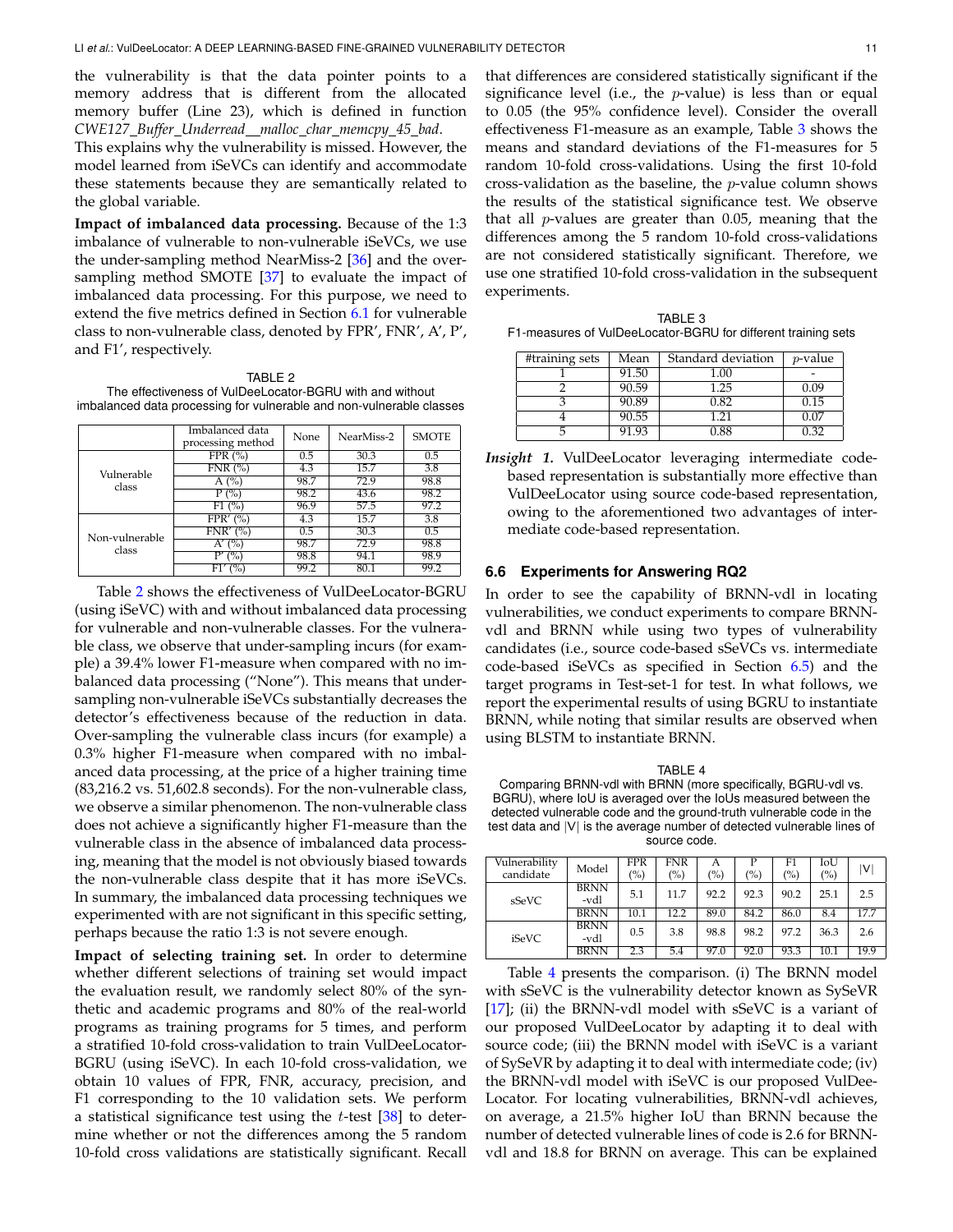the vulnerability is that the data pointer points to a memory address that is different from the allocated memory buffer (Line 23), which is defined in function *CWE127_Buffer_Underread__malloc_char_memcpy_45_bad*. This explains why the vulnerability is missed. However, the model learned from iSeVCs can identify and accommodate these statements because they are semantically related to the global variable.

**Impact of imbalanced data processing.** Because of the 1:3 imbalance of vulnerable to non-vulnerable iSeVCs, we use the under-sampling method NearMiss-2 [36] and the over-sampling method SMOTE [37] to evaluate the impact of imbalanced data processing. For this purpose, we need to extend the five metrics defined in Section 6.1 for vulnerable class to non-vulnerable class, denoted by FPR', FNR', A', P', and F1', respectively.

TABLE 2
The effectiveness of VulDeeLocator-BGRU with and without imbalanced data processing for vulnerable and non-vulnerable classes

| | Imbalanced data processing method | None | NearMiss-2 | SMOTE |
|---|---|---|---|---|
| Vulnerable class | FPR (%) | 0.5 | 30.3 | 0.5 |
| | FNR (%) | 4.3 | 15.7 | 3.8 |
| | A (%) | 98.7 | 72.9 | 98.8 |
| | P (%) | 98.2 | 43.6 | 98.2 |
| | F1 (%) | 96.9 | 57.5 | 97.2 |
| Non-vulnerable class | FPR' (%) | 4.3 | 15.7 | 3.8 |
| | FNR' (%) | 0.5 | 30.3 | 0.5 |
| | A' (%) | 98.7 | 72.9 | 98.8 |
| | P' (%) | 98.8 | 94.1 | 98.9 |
| | F1' (%) | 99.2 | 80.1 | 99.2 |

Table 2 shows the effectiveness of VulDeeLocator-BGRU (using iSeVC) with and without imbalanced data processing for vulnerable and non-vulnerable classes. For the vulnerable class, we observe that under-sampling incurs (for example) a 39.4% lower F1-measure when compared with no imbalanced data processing ("None"). This means that under-sampling non-vulnerable iSeVCs substantially decreases the detector's effectiveness because of the reduction in data. Over-sampling the vulnerable class incurs (for example) a 0.3% higher F1-measure when compared with no imbalanced data processing, at the price of a higher training time (83,216.2 vs. 51,602.8 seconds). For the non-vulnerable class, we observe a similar phenomenon. The non-vulnerable class does not achieve a significantly higher F1-measure than the vulnerable class in the absence of imbalanced data processing, meaning that the model is not obviously biased towards the non-vulnerable class despite that it has more iSeVCs. In summary, the imbalanced data processing techniques we experimented with are not significant in this specific setting, perhaps because the ratio 1:3 is not severe enough.

**Impact of selecting training set.** In order to determine whether different selections of training set would impact the evaluation result, we randomly select 80% of the synthetic and academic programs and 80% of the real-world programs as training programs for 5 times, and perform a stratified 10-fold cross-validation to train VulDeeLocator-BGRU (using iSeVC). In each 10-fold cross-validation, we obtain 10 values of FPR, FNR, accuracy, precision, and F1 corresponding to the 10 validation sets. We perform a statistical significance test using the $t$-test [38] to determine whether or not the differences among the 5 random 10-fold cross validations are statistically significant. Recall that differences are considered statistically significant if the significance level (i.e., the $p$-value) is less than or equal to 0.05 (the 95% confidence level). Consider the overall effectiveness F1-measure as an example, Table 3 shows the means and standard deviations of the F1-measures for 5 random 10-fold cross-validations. Using the first 10-fold cross-validation as the baseline, the $p$-value column shows the results of the statistical significance test. We observe that all $p$-values are greater than 0.05, meaning that the differences among the 5 random 10-fold cross-validations are not considered statistically significant. Therefore, we use one stratified 10-fold cross-validation in the subsequent experiments.

TABLE 3
F1-measures of VulDeeLocator-BGRU for different training sets

| #training sets | Mean | Standard deviation | $p$-value |
|---|---|---|---|
| 1 | 91.50 | 1.00 | - |
| 2 | 90.59 | 1.25 | 0.09 |
| 3 | 90.89 | 0.82 | 0.15 |
| 4 | 90.55 | 1.21 | 0.07 |
| 5 | 91.93 | 0.88 | 0.32 |

***Insight 1.*** VulDeeLocator leveraging intermediate code-based representation is substantially more effective than VulDeeLocator using source code-based representation, owing to the aforementioned two advantages of intermediate code-based representation.

### 6.6 Experiments for Answering RQ2

In order to see the capability of BRNN-vdl in locating vulnerabilities, we conduct experiments to compare BRNN-vdl and BRNN while using two types of vulnerability candidates (i.e., source code-based sSeVCs vs. intermediate code-based iSeVCs as specified in Section 6.5) and the target programs in Test-set-1 for test. In what follows, we report the experimental results of using BGRU to instantiate BRNN, while noting that similar results are observed when using BLSTM to instantiate BRNN.

TABLE 4
Comparing BRNN-vdl with BRNN (more specifically, BGRU-vdl vs. BGRU), where IoU is averaged over the IoUs measured between the detected vulnerable code and the ground-truth vulnerable code in the test data and |V| is the average number of detected vulnerable lines of source code.

| Vulnerability candidate | Model | FPR (%) | FNR (%) | A (%) | P (%) | F1 (%) | IoU (%) | \|V\| |
|---|---|---|---|---|---|---|---|---|
| sSeVC | BRNN-vdl | 5.1 | 11.7 | 92.2 | 92.3 | 90.2 | 25.1 | 2.5 |
| | BRNN | 10.1 | 12.2 | 89.0 | 84.2 | 86.0 | 8.4 | 17.7 |
| iSeVC | BRNN-vdl | 0.5 | 3.8 | 98.8 | 98.2 | 97.2 | 36.3 | 2.6 |
| | BRNN | 2.3 | 5.4 | 97.0 | 92.0 | 93.3 | 10.1 | 19.9 |

Table 4 presents the comparison. (i) The BRNN model with sSeVC is the vulnerability detector known as SySeVR [17]; (ii) the BRNN-vdl model with sSeVC is a variant of our proposed VulDeeLocator by adapting it to deal with source code; (iii) the BRNN model with iSeVC is a variant of SySeVR by adapting it to deal with intermediate code; (iv) the BRNN-vdl model with iSeVC is our proposed VulDeeLocator. For locating vulnerabilities, BRNN-vdl achieves, on average, a 21.5% higher IoU than BRNN because the number of detected vulnerable lines of code is 2.6 for BRNN-vdl and 18.8 for BRNN on average. This can be explained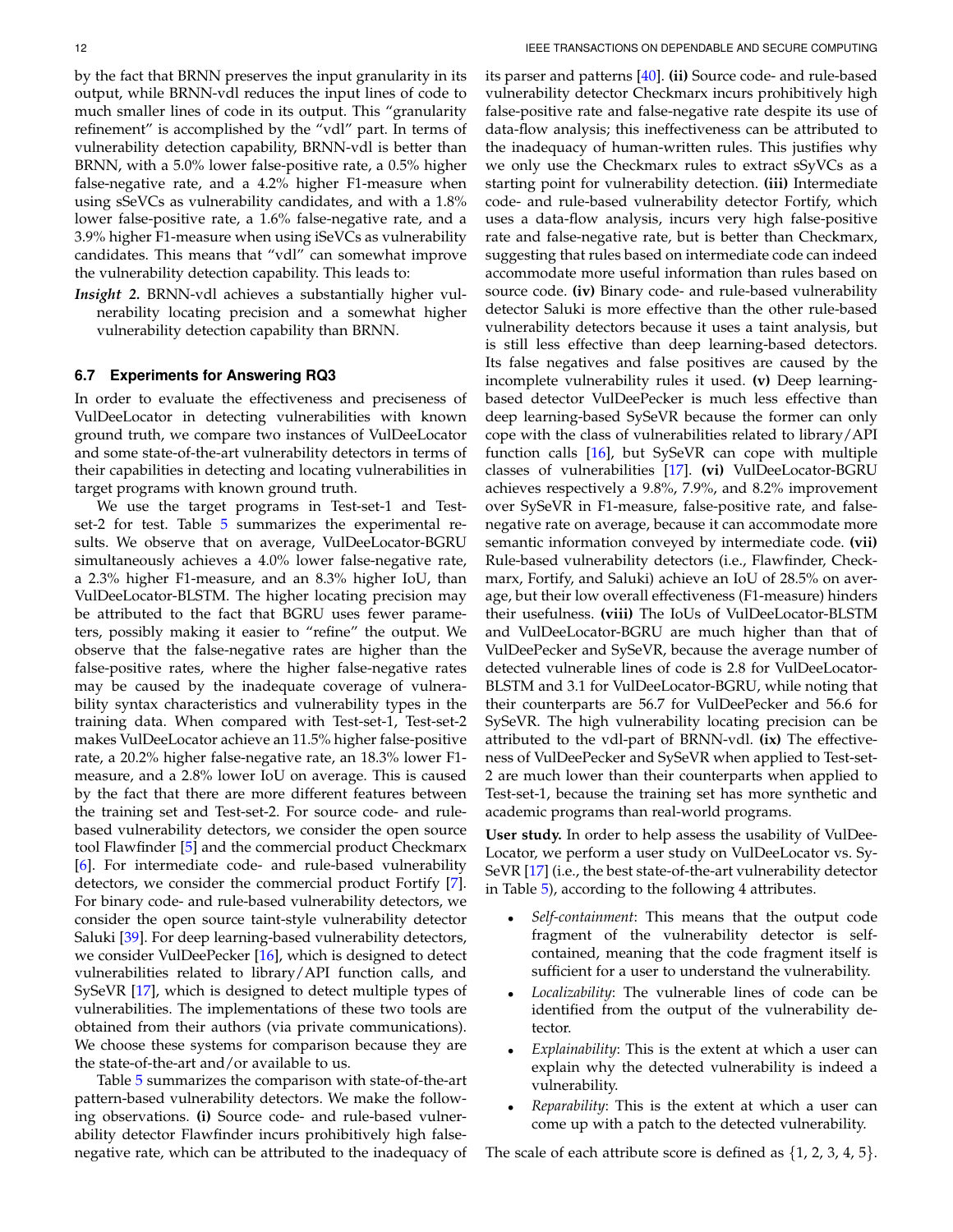by the fact that BRNN preserves the input granularity in its output, while BRNN-vdl reduces the input lines of code to much smaller lines of code in its output. This "granularity refinement" is accomplished by the "vdl" part. In terms of vulnerability detection capability, BRNN-vdl is better than BRNN, with a 5.0% lower false-positive rate, a 0.5% higher false-negative rate, and a 4.2% higher F1-measure when using sSeVCs as vulnerability candidates, and with a 1.8% lower false-positive rate, a 1.6% false-negative rate, and a 3.9% higher F1-measure when using iSeVCs as vulnerability candidates. This means that "vdl" can somewhat improve the vulnerability detection capability. This leads to:

***Insight 2.*** BRNN-vdl achieves a substantially higher vulnerability locating precision and a somewhat higher vulnerability detection capability than BRNN.

### 6.7 Experiments for Answering RQ3

In order to evaluate the effectiveness and preciseness of VulDeeLocator in detecting vulnerabilities with known ground truth, we compare two instances of VulDeeLocator and some state-of-the-art vulnerability detectors in terms of their capabilities in detecting and locating vulnerabilities in target programs with known ground truth.

We use the target programs in Test-set-1 and Test-set-2 for test. Table 5 summarizes the experimental results. We observe that on average, VulDeeLocator-BGRU simultaneously achieves a 4.0% lower false-negative rate, a 2.3% higher F1-measure, and an 8.3% higher IoU, than VulDeeLocator-BLSTM. The higher locating precision may be attributed to the fact that BGRU uses fewer parameters, possibly making it easier to "refine" the output. We observe that the false-negative rates are higher than the false-positive rates, where the higher false-negative rates may be caused by the inadequate coverage of vulnerability syntax characteristics and vulnerability types in the training data. When compared with Test-set-1, Test-set-2 makes VulDeeLocator achieve an 11.5% higher false-positive rate, a 20.2% higher false-negative rate, an 18.3% lower F1-measure, and a 2.8% lower IoU on average. This is caused by the fact that there are more different features between the training set and Test-set-2. For source code- and rule-based vulnerability detectors, we consider the open source tool Flawfinder [5] and the commercial product Checkmarx [6]. For intermediate code- and rule-based vulnerability detectors, we consider the commercial product Fortify [7]. For binary code- and rule-based vulnerability detectors, we consider the open source taint-style vulnerability detector Saluki [39]. For deep learning-based vulnerability detectors, we consider VulDeePecker [16], which is designed to detect vulnerabilities related to library/API function calls, and SySeVR [17], which is designed to detect multiple types of vulnerabilities. The implementations of these two tools are obtained from their authors (via private communications). We choose these systems for comparison because they are the state-of-the-art and/or available to us.

Table 5 summarizes the comparison with state-of-the-art pattern-based vulnerability detectors. We make the following observations. **(i)** Source code- and rule-based vulnerability detector Flawfinder incurs prohibitively high false-negative rate, which can be attributed to the inadequacy of its parser and patterns [40]. **(ii)** Source code- and rule-based vulnerability detector Checkmarx incurs prohibitively high false-positive rate and false-negative rate despite its use of data-flow analysis; this ineffectiveness can be attributed to the inadequacy of human-written rules. This justifies why we only use the Checkmarx rules to extract sSyVCs as a starting point for vulnerability detection. **(iii)** Intermediate code- and rule-based vulnerability detector Fortify, which uses a data-flow analysis, incurs very high false-positive rate and false-negative rate, but is better than Checkmarx, suggesting that rules based on intermediate code can indeed accommodate more useful information than rules based on source code. **(iv)** Binary code- and rule-based vulnerability detector Saluki is more effective than the other rule-based vulnerability detectors because it uses a taint analysis, but is still less effective than deep learning-based detectors. Its false negatives and false positives are caused by the incomplete vulnerability rules it used. **(v)** Deep learning-based detector VulDeePecker is much less effective than deep learning-based SySeVR because the former can only cope with the class of vulnerabilities related to library/API function calls [16], but SySeVR can cope with multiple classes of vulnerabilities [17]. **(vi)** VulDeeLocator-BGRU achieves respectively a 9.8%, 7.9%, and 8.2% improvement over SySeVR in F1-measure, false-positive rate, and false-negative rate on average, because it can accommodate more semantic information conveyed by intermediate code. **(vii)** Rule-based vulnerability detectors (i.e., Flawfinder, Checkmarx, Fortify, and Saluki) achieve an IoU of 28.5% on average, but their low overall effectiveness (F1-measure) hinders their usefulness. **(viii)** The IoUs of VulDeeLocator-BLSTM and VulDeeLocator-BGRU are much higher than that of VulDeePecker and SySeVR, because the average number of detected vulnerable lines of code is 2.8 for VulDeeLocator-BLSTM and 3.1 for VulDeeLocator-BGRU, while noting that their counterparts are 56.7 for VulDeePecker and 56.6 for SySeVR. The high vulnerability locating precision can be attributed to the vdl-part of BRNN-vdl. **(ix)** The effectiveness of VulDeePecker and SySeVR when applied to Test-set-2 are much lower than their counterparts when applied to Test-set-1, because the training set has more synthetic and academic programs than real-world programs.

**User study.** In order to help assess the usability of VulDeeLocator, we perform a user study on VulDeeLocator vs. SySeVR [17] (i.e., the best state-of-the-art vulnerability detector in Table 5), according to the following 4 attributes.

- *Self-containment*: This means that the output code fragment of the vulnerability detector is self-contained, meaning that the code fragment itself is sufficient for a user to understand the vulnerability.
- *Localizability*: The vulnerable lines of code can be identified from the output of the vulnerability detector.
- *Explainability*: This is the extent at which a user can explain why the detected vulnerability is indeed a vulnerability.
- *Reparability*: This is the extent at which a user can come up with a patch to the detected vulnerability.

The scale of each attribute score is defined as $\{1, 2, 3, 4, 5\}$.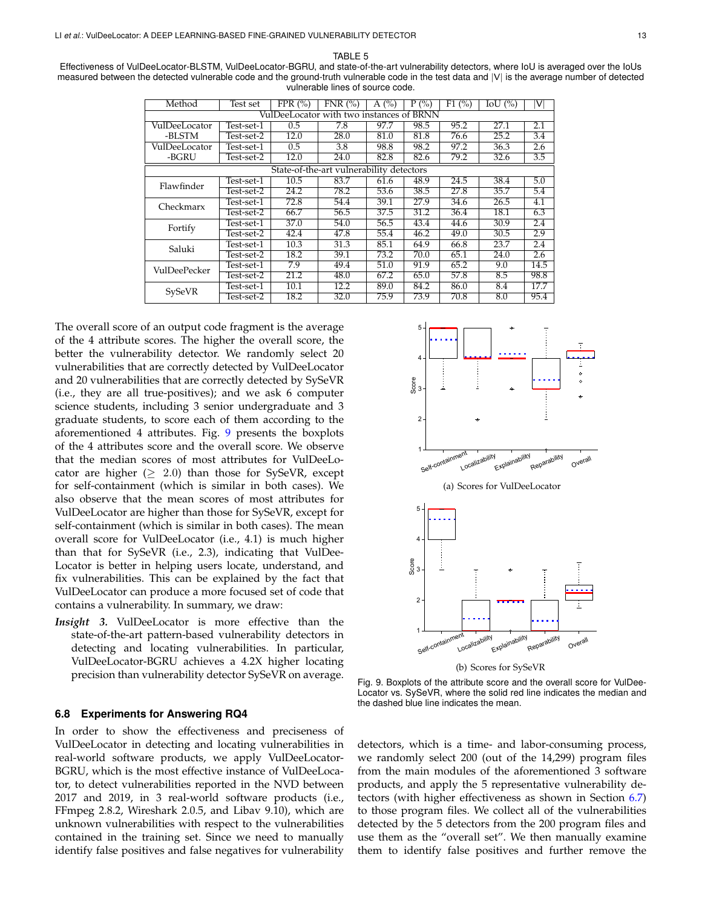TABLE 5

Effectiveness of VulDeeLocator-BLSTM, VulDeeLocator-BGRU, and state-of-the-art vulnerability detectors, where IoU is averaged over the IoUs measured between the detected vulnerable code and the ground-truth vulnerable code in the test data and |V| is the average number of detected vulnerable lines of source code.

| Method | Test set | FPR (%) | FNR (%) | A (%) | P (%) | F1 (%) | IoU (%) | \|V\| |
|---|---|---|---|---|---|---|---|---|
| VulDeeLocator with two instances of BRNN | | | | | | | | |
| VulDeeLocator -BLSTM | Test-set-1 | 0.5 | 7.8 | 97.7 | 98.5 | 95.2 | 27.1 | 2.1 |
| | Test-set-2 | 12.0 | 28.0 | 81.0 | 81.8 | 76.6 | 25.2 | 3.4 |
| VulDeeLocator -BGRU | Test-set-1 | 0.5 | 3.8 | 98.8 | 98.2 | 97.2 | 36.3 | 2.6 |
| | Test-set-2 | 12.0 | 24.0 | 82.8 | 82.6 | 79.2 | 32.6 | 3.5 |
| State-of-the-art vulnerability detectors | | | | | | | | |
| Flawfinder | Test-set-1 | 10.5 | 83.7 | 61.6 | 48.9 | 24.5 | 38.4 | 5.0 |
| | Test-set-2 | 24.2 | 78.2 | 53.6 | 38.5 | 27.8 | 35.7 | 5.4 |
| Checkmarx | Test-set-1 | 72.8 | 54.4 | 39.1 | 27.9 | 34.6 | 26.5 | 4.1 |
| | Test-set-2 | 66.7 | 56.5 | 37.5 | 31.2 | 36.4 | 18.1 | 6.3 |
| Fortify | Test-set-1 | 37.0 | 54.0 | 56.5 | 43.4 | 44.6 | 30.9 | 2.4 |
| | Test-set-2 | 42.4 | 47.8 | 55.4 | 46.2 | 49.0 | 30.5 | 2.9 |
| Saluki | Test-set-1 | 10.3 | 31.3 | 85.1 | 64.9 | 66.8 | 23.7 | 2.4 |
| | Test-set-2 | 18.2 | 39.1 | 73.2 | 70.0 | 65.1 | 24.0 | 2.6 |
| VulDeePecker | Test-set-1 | 7.9 | 49.4 | 51.0 | 91.9 | 65.2 | 9.0 | 14.5 |
| | Test-set-2 | 21.2 | 48.0 | 67.2 | 65.0 | 57.8 | 8.5 | 98.8 |
| SySeVR | Test-set-1 | 10.1 | 12.2 | 89.0 | 84.2 | 86.0 | 8.4 | 17.7 |
| | Test-set-2 | 18.2 | 32.0 | 75.9 | 73.9 | 70.8 | 8.0 | 95.4 |

The overall score of an output code fragment is the average of the 4 attribute scores. The higher the overall score, the better the vulnerability detector. We randomly select 20 vulnerabilities that are correctly detected by VulDeeLocator and 20 vulnerabilities that are correctly detected by SySeVR (i.e., they are all true-positives); and we ask 6 computer science students, including 3 senior undergraduate and 3 graduate students, to score each of them according to the aforementioned 4 attributes. Fig. 9 presents the boxplots of the 4 attributes score and the overall score. We observe that the median scores of most attributes for VulDeeLocator are higher ($\geq$ 2.0) than those for SySeVR, except for self-containment (which is similar in both cases). We also observe that the mean scores of most attributes for VulDeeLocator are higher than those for SySeVR, except for self-containment (which is similar in both cases). The mean overall score for VulDeeLocator (i.e., 4.1) is much higher than that for SySeVR (i.e., 2.3), indicating that VulDeeLocator is better in helping users locate, understand, and fix vulnerabilities. This can be explained by the fact that VulDeeLocator can produce a more focused set of code that contains a vulnerability. In summary, we draw:

***Insight 3.*** VulDeeLocator is more effective than the state-of-the-art pattern-based vulnerability detectors in detecting and locating vulnerabilities. In particular, VulDeeLocator-BGRU achieves a 4.2X higher locating precision than vulnerability detector SySeVR on average.

(a) Scores for VulDeeLocator

(b) Scores for SySeVR

Fig. 9. Boxplots of the attribute score and the overall score for VulDeeLocator vs. SySeVR, where the solid red line indicates the median and the dashed blue line indicates the mean.

### 6.8 Experiments for Answering RQ4

In order to show the effectiveness and preciseness of VulDeeLocator in detecting and locating vulnerabilities in real-world software products, we apply VulDeeLocator-BGRU, which is the most effective instance of VulDeeLocator, to detect vulnerabilities reported in the NVD between 2017 and 2019, in 3 real-world software products (i.e., FFmpeg 2.8.2, Wireshark 2.0.5, and Libav 9.10), which are unknown vulnerabilities with respect to the vulnerabilities contained in the training set. Since we need to manually identify false positives and false negatives for vulnerability detectors, which is a time- and labor-consuming process, we randomly select 200 (out of the 14,299) program files from the main modules of the aforementioned 3 software products, and apply the 5 representative vulnerability detectors (with higher effectiveness as shown in Section 6.7) to those program files. We collect all of the vulnerabilities detected by the 5 detectors from the 200 program files and use them as the "overall set". We then manually examine them to identify false positives and further remove the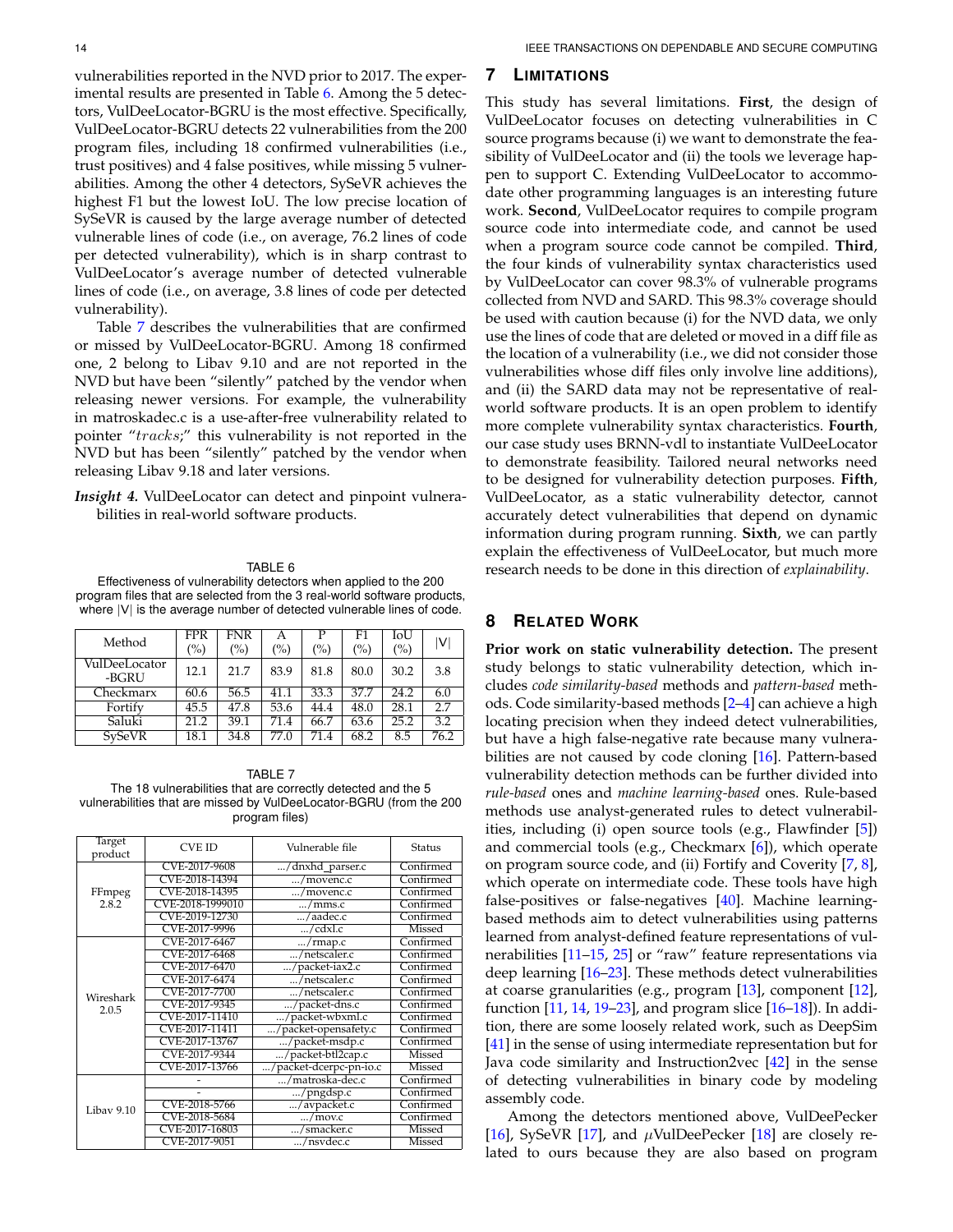vulnerabilities reported in the NVD prior to 2017. The experimental results are presented in Table 6. Among the 5 detectors, VulDeeLocator-BGRU is the most effective. Specifically, VulDeeLocator-BGRU detects 22 vulnerabilities from the 200 program files, including 18 confirmed vulnerabilities (i.e., trust positives) and 4 false positives, while missing 5 vulnerabilities. Among the other 4 detectors, SySeVR achieves the highest F1 but the lowest IoU. The low precise location of SySeVR is caused by the large average number of detected vulnerable lines of code (i.e., on average, 76.2 lines of code per detected vulnerability), which is in sharp contrast to VulDeeLocator's average number of detected vulnerable lines of code (i.e., on average, 3.8 lines of code per detected vulnerability).

Table 7 describes the vulnerabilities that are confirmed or missed by VulDeeLocator-BGRU. Among 18 confirmed one, 2 belong to Libav 9.10 and are not reported in the NVD but have been "silently" patched by the vendor when releasing newer versions. For example, the vulnerability in matroskadec.c is a use-after-free vulnerability related to pointer "$tracks$;" this vulnerability is not reported in the NVD but has been "silently" patched by the vendor when releasing Libav 9.18 and later versions.

***Insight 4.*** VulDeeLocator can detect and pinpoint vulnerabilities in real-world software products.

TABLE 6
Effectiveness of vulnerability detectors when applied to the 200 program files that are selected from the 3 real-world software products, where |V| is the average number of detected vulnerable lines of code.

| Method | FPR (%) | FNR (%) | A (%) | P (%) | F1 (%) | IoU (%) | \|V\| |
|---|---|---|---|---|---|---|---|
| VulDeeLocator -BGRU | 12.1 | 21.7 | 83.9 | 81.8 | 80.0 | 30.2 | 3.8 |
| Checkmarx | 60.6 | 56.5 | 41.1 | 33.3 | 37.7 | 24.2 | 6.0 |
| Fortify | 45.5 | 47.8 | 53.6 | 44.4 | 48.0 | 28.1 | 2.7 |
| Saluki | 21.2 | 39.1 | 71.4 | 66.7 | 63.6 | 25.2 | 3.2 |
| SySeVR | 18.1 | 34.8 | 77.0 | 71.4 | 68.2 | 8.5 | 76.2 |

TABLE 7
The 18 vulnerabilities that are correctly detected and the 5 vulnerabilities that are missed by VulDeeLocator-BGRU (from the 200 program files)

| Target product | CVE ID | Vulnerable file | Status |
|---|---|---|---|
| FFmpeg 2.8.2 | CVE-2017-9608 | .../dnxhd_parser.c | Confirmed |
| | CVE-2018-14394 | .../movenc.c | Confirmed |
| | CVE-2018-14395 | .../movenc.c | Confirmed |
| | CVE-2018-1999010 | .../mms.c | Confirmed |
| | CVE-2019-12730 | .../aadec.c | Confirmed |
| | CVE-2017-9996 | .../cdxl.c | Missed |
| Wireshark 2.0.5 | CVE-2017-6467 | .../rmap.c | Confirmed |
| | CVE-2017-6468 | .../netscaler.c | Confirmed |
| | CVE-2017-6470 | .../packet-iax2.c | Confirmed |
| | CVE-2017-6474 | .../netscaler.c | Confirmed |
| | CVE-2017-7700 | .../netscaler.c | Confirmed |
| | CVE-2017-9345 | .../packet-dns.c | Confirmed |
| | CVE-2017-11410 | .../packet-wbxml.c | Confirmed |
| | CVE-2017-11411 | .../packet-opensafety.c | Confirmed |
| | CVE-2017-13767 | .../packet-msdp.c | Confirmed |
| | CVE-2017-9344 | .../packet-btl2cap.c | Missed |
| | CVE-2017-13766 | .../packet-dcerpc-pn-io.c | Missed |
| Libav 9.10 | - | .../matroska-dec.c | Confirmed |
| | - | .../pngdsp.c | Confirmed |
| | CVE-2018-5766 | .../avpacket.c | Confirmed |
| | CVE-2018-5684 | .../mov.c | Confirmed |
| | CVE-2017-16803 | .../smacker.c | Missed |
| | CVE-2017-9051 | .../nsvdec.c | Missed |

## 7 Limitations

This study has several limitations. **First**, the design of VulDeeLocator focuses on detecting vulnerabilities in C source programs because (i) we want to demonstrate the feasibility of VulDeeLocator and (ii) the tools we leverage happen to support C. Extending VulDeeLocator to accommodate other programming languages is an interesting future work. **Second**, VulDeeLocator requires to compile program source code into intermediate code, and cannot be used when a program source code cannot be compiled. **Third**, the four kinds of vulnerability syntax characteristics used by VulDeeLocator can cover 98.3% of vulnerable programs collected from NVD and SARD. This 98.3% coverage should be used with caution because (i) for the NVD data, we only use the lines of code that are deleted or moved in a diff file as the location of a vulnerability (i.e., we did not consider those vulnerabilities whose diff files only involve line additions), and (ii) the SARD data may not be representative of real-world software products. It is an open problem to identify more complete vulnerability syntax characteristics. **Fourth**, our case study uses BRNN-vdl to instantiate VulDeeLocator to demonstrate feasibility. Tailored neural networks need to be designed for vulnerability detection purposes. **Fifth**, VulDeeLocator, as a static vulnerability detector, cannot accurately detect vulnerabilities that depend on dynamic information during program running. **Sixth**, we can partly explain the effectiveness of VulDeeLocator, but much more research needs to be done in this direction of *explainability*.

## 8 Related Work

**Prior work on static vulnerability detection.** The present study belongs to static vulnerability detection, which includes *code similarity-based* methods and *pattern-based* methods. Code similarity-based methods [2–4] can achieve a high locating precision when they indeed detect vulnerabilities, but have a high false-negative rate because many vulnerabilities are not caused by code cloning [16]. Pattern-based vulnerability detection methods can be further divided into *rule-based* ones and *machine learning-based* ones. Rule-based methods use analyst-generated rules to detect vulnerabilities, including (i) open source tools (e.g., Flawfinder [5]) and commercial tools (e.g., Checkmarx [6]), which operate on program source code, and (ii) Fortify and Coverity [7, 8], which operate on intermediate code. These tools have high false-positives or false-negatives [40]. Machine learning-based methods aim to detect vulnerabilities using patterns learned from analyst-defined feature representations of vulnerabilities [11–15, 25] or "raw" feature representations via deep learning [16–23]. These methods detect vulnerabilities at coarse granularities (e.g., program [13], component [12], function [11, 14, 19–23], and program slice [16–18]). In addition, there are some loosely related work, such as DeepSim [41] in the sense of using intermediate representation but for Java code similarity and Instruction2vec [42] in the sense of detecting vulnerabilities in binary code by modeling assembly code.

Among the detectors mentioned above, VulDeePecker [16], SySeVR [17], and $\mu$VulDeePecker [18] are closely related to ours because they are also based on program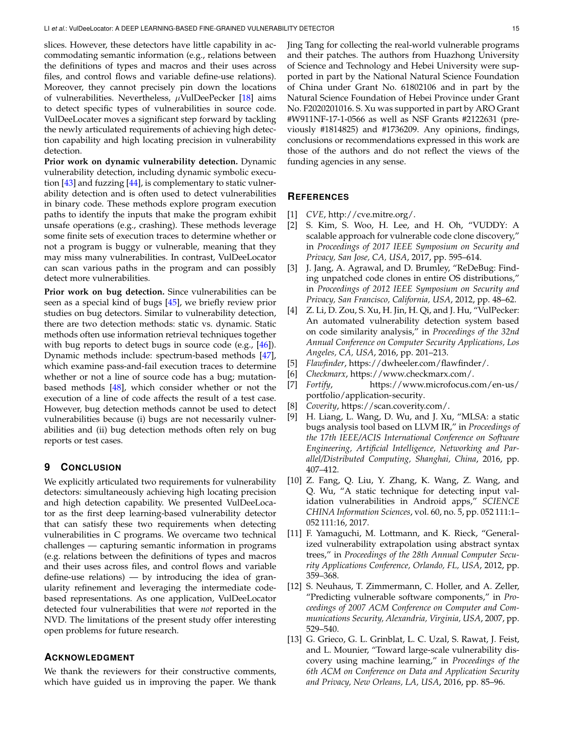slices. However, these detectors have little capability in accommodating semantic information (e.g., relations between the definitions of types and macros and their uses across files, and control flows and variable define-use relations). Moreover, they cannot precisely pin down the locations of vulnerabilities. Nevertheless, $\mu$VulDeePecker [18] aims to detect specific types of vulnerabilities in source code. VulDeeLocater moves a significant step forward by tackling the newly articulated requirements of achieving high detection capability and high locating precision in vulnerability detection.

**Prior work on dynamic vulnerability detection.** Dynamic vulnerability detection, including dynamic symbolic execution [43] and fuzzing [44], is complementary to static vulnerability detection and is often used to detect vulnerabilities in binary code. These methods explore program execution paths to identify the inputs that make the program exhibit unsafe operations (e.g., crashing). These methods leverage some finite sets of execution traces to determine whether or not a program is buggy or vulnerable, meaning that they may miss many vulnerabilities. In contrast, VulDeeLocator can scan various paths in the program and can possibly detect more vulnerabilities.

**Prior work on bug detection.** Since vulnerabilities can be seen as a special kind of bugs [45], we briefly review prior studies on bug detectors. Similar to vulnerability detection, there are two detection methods: static vs. dynamic. Static methods often use information retrieval techniques together with bug reports to detect bugs in source code (e.g., [46]). Dynamic methods include: spectrum-based methods [47], which examine pass-and-fail execution traces to determine whether or not a line of source code has a bug; mutation-based methods [48], which consider whether or not the execution of a line of code affects the result of a test case. However, bug detection methods cannot be used to detect vulnerabilities because (i) bugs are not necessarily vulnerabilities and (ii) bug detection methods often rely on bug reports or test cases.

## 9 Conclusion

We explicitly articulated two requirements for vulnerability detectors: simultaneously achieving high locating precision and high detection capability. We presented VulDeeLocator as the first deep learning-based vulnerability detector that can satisfy these two requirements when detecting vulnerabilities in C programs. We overcame two technical challenges — capturing semantic information in programs (e.g. relations between the definitions of types and macros and their uses across files, and control flows and variable define-use relations) — by introducing the idea of granularity refinement and leveraging the intermediate code-based representations. As one application, VulDeeLocator detected four vulnerabilities that were *not* reported in the NVD. The limitations of the present study offer interesting open problems for future research.

## Acknowledgment

We thank the reviewers for their constructive comments, which have guided us in improving the paper. We thank Jing Tang for collecting the real-world vulnerable programs and their patches. The authors from Huazhong University of Science and Technology and Hebei University were supported in part by the National Natural Science Foundation of China under Grant No. 61802106 and in part by the Natural Science Foundation of Hebei Province under Grant No. F2020201016. S. Xu was supported in part by ARO Grant #W911NF-17-1-0566 as well as NSF Grants #2122631 (previously #1814825) and #1736209. Any opinions, findings, conclusions or recommendations expressed in this work are those of the authors and do not reflect the views of the funding agencies in any sense.

## References

[1] *CVE*, http://cve.mitre.org/.

[2] S. Kim, S. Woo, H. Lee, and H. Oh, "VUDDY: A scalable approach for vulnerable code clone discovery," in *Proceedings of 2017 IEEE Symposium on Security and Privacy, San Jose, CA, USA*, 2017, pp. 595–614.

[3] J. Jang, A. Agrawal, and D. Brumley, "ReDeBug: Finding unpatched code clones in entire OS distributions," in *Proceedings of 2012 IEEE Symposium on Security and Privacy, San Francisco, California, USA*, 2012, pp. 48–62.

[4] Z. Li, D. Zou, S. Xu, H. Jin, H. Qi, and J. Hu, "VulPecker: An automated vulnerability detection system based on code similarity analysis," in *Proceedings of the 32nd Annual Conference on Computer Security Applications, Los Angeles, CA, USA*, 2016, pp. 201–213.

[5] *Flawfinder*, https://dwheeler.com/flawfinder/.

[6] *Checkmarx*, https://www.checkmarx.com/.

[7] *Fortify*, https://www.microfocus.com/en-us/portfolio/application-security.

[8] *Coverity*, https://scan.coverity.com/.

[9] H. Liang, L. Wang, D. Wu, and J. Xu, "MLSA: a static bugs analysis tool based on LLVM IR," in *Proceedings of the 17th IEEE/ACIS International Conference on Software Engineering, Artificial Intelligence, Networking and Parallel/Distributed Computing, Shanghai, China*, 2016, pp. 407–412.

[10] Z. Fang, Q. Liu, Y. Zhang, K. Wang, Z. Wang, and Q. Wu, "A static technique for detecting input validation vulnerabilities in Android apps," *SCIENCE CHINA Information Sciences*, vol. 60, no. 5, pp. 052 111:1–052 111:16, 2017.

[11] F. Yamaguchi, M. Lottmann, and K. Rieck, "Generalized vulnerability extrapolation using abstract syntax trees," in *Proceedings of the 28th Annual Computer Security Applications Conference, Orlando, FL, USA*, 2012, pp. 359–368.

[12] S. Neuhaus, T. Zimmermann, C. Holler, and A. Zeller, "Predicting vulnerable software components," in *Proceedings of 2007 ACM Conference on Computer and Communications Security, Alexandria, Virginia, USA*, 2007, pp. 529–540.

[13] G. Grieco, G. L. Grinblat, L. C. Uzal, S. Rawat, J. Feist, and L. Mounier, "Toward large-scale vulnerability discovery using machine learning," in *Proceedings of the 6th ACM on Conference on Data and Application Security and Privacy, New Orleans, LA, USA*, 2016, pp. 85–96.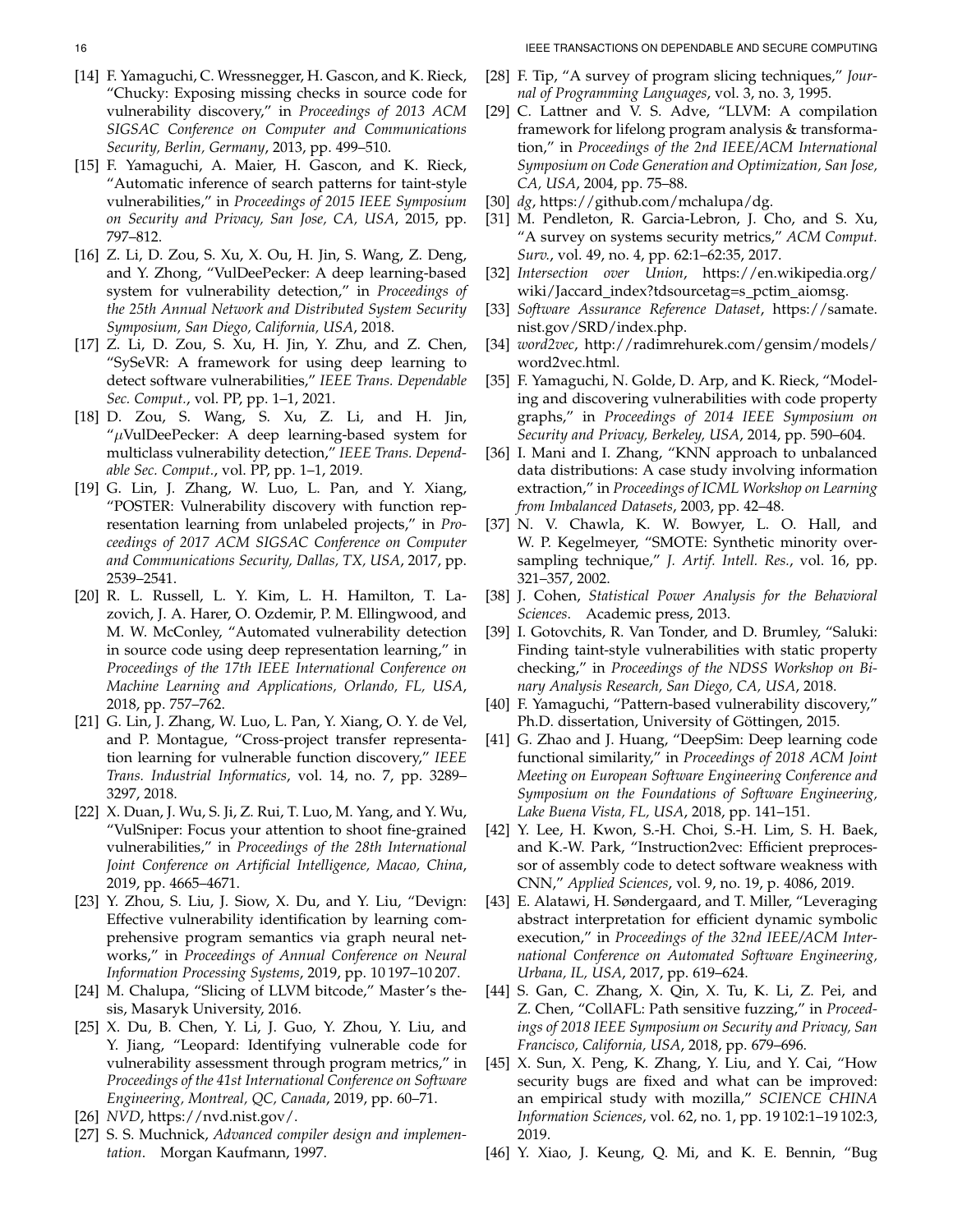[14] F. Yamaguchi, C. Wressnegger, H. Gascon, and K. Rieck, "Chucky: Exposing missing checks in source code for vulnerability discovery," in *Proceedings of 2013 ACM SIGSAC Conference on Computer and Communications Security, Berlin, Germany*, 2013, pp. 499–510.

[15] F. Yamaguchi, A. Maier, H. Gascon, and K. Rieck, "Automatic inference of search patterns for taint-style vulnerabilities," in *Proceedings of 2015 IEEE Symposium on Security and Privacy, San Jose, CA, USA*, 2015, pp. 797–812.

[16] Z. Li, D. Zou, S. Xu, X. Ou, H. Jin, S. Wang, Z. Deng, and Y. Zhong, "VulDeePecker: A deep learning-based system for vulnerability detection," in *Proceedings of the 25th Annual Network and Distributed System Security Symposium, San Diego, California, USA*, 2018.

[17] Z. Li, D. Zou, S. Xu, H. Jin, Y. Zhu, and Z. Chen, "SySeVR: A framework for using deep learning to detect software vulnerabilities," *IEEE Trans. Dependable Sec. Comput.*, vol. PP, pp. 1–1, 2021.

[18] D. Zou, S. Wang, S. Xu, Z. Li, and H. Jin, "$\mu$VulDeePecker: A deep learning-based system for multiclass vulnerability detection," *IEEE Trans. Dependable Sec. Comput.*, vol. PP, pp. 1–1, 2019.

[19] G. Lin, J. Zhang, W. Luo, L. Pan, and Y. Xiang, "POSTER: Vulnerability discovery with function representation learning from unlabeled projects," in *Proceedings of 2017 ACM SIGSAC Conference on Computer and Communications Security, Dallas, TX, USA*, 2017, pp. 2539–2541.

[20] R. L. Russell, L. Y. Kim, L. H. Hamilton, T. Lazovich, J. A. Harer, O. Ozdemir, P. M. Ellingwood, and M. W. McConley, "Automated vulnerability detection in source code using deep representation learning," in *Proceedings of the 17th IEEE International Conference on Machine Learning and Applications, Orlando, FL, USA*, 2018, pp. 757–762.

[21] G. Lin, J. Zhang, W. Luo, L. Pan, Y. Xiang, O. Y. de Vel, and P. Montague, "Cross-project transfer representation learning for vulnerable function discovery," *IEEE Trans. Industrial Informatics*, vol. 14, no. 7, pp. 3289–3297, 2018.

[22] X. Duan, J. Wu, S. Ji, Z. Rui, T. Luo, M. Yang, and Y. Wu, "VulSniper: Focus your attention to shoot fine-grained vulnerabilities," in *Proceedings of the 28th International Joint Conference on Artificial Intelligence, Macao, China*, 2019, pp. 4665–4671.

[23] Y. Zhou, S. Liu, J. Siow, X. Du, and Y. Liu, "Devign: Effective vulnerability identification by learning comprehensive program semantics via graph neural networks," in *Proceedings of Annual Conference on Neural Information Processing Systems*, 2019, pp. 10 197–10 207.

[24] M. Chalupa, "Slicing of LLVM bitcode," Master's thesis, Masaryk University, 2016.

[25] X. Du, B. Chen, Y. Li, J. Guo, Y. Zhou, Y. Liu, and Y. Jiang, "Leopard: Identifying vulnerable code for vulnerability assessment through program metrics," in *Proceedings of the 41st International Conference on Software Engineering, Montreal, QC, Canada*, 2019, pp. 60–71.

[26] *NVD*, https://nvd.nist.gov/.

[27] S. S. Muchnick, *Advanced compiler design and implementation*. Morgan Kaufmann, 1997.

[28] F. Tip, "A survey of program slicing techniques," *Journal of Programming Languages*, vol. 3, no. 3, 1995.

[29] C. Lattner and V. S. Adve, "LLVM: A compilation framework for lifelong program analysis & transformation," in *Proceedings of the 2nd IEEE/ACM International Symposium on Code Generation and Optimization, San Jose, CA, USA*, 2004, pp. 75–88.

[30] *dg*, https://github.com/mchalupa/dg.

[31] M. Pendleton, R. Garcia-Lebron, J. Cho, and S. Xu, "A survey on systems security metrics," *ACM Comput. Surv.*, vol. 49, no. 4, pp. 62:1–62:35, 2017.

[32] *Intersection over Union*, https://en.wikipedia.org/wiki/Jaccard_index?tdsourcetag=s_pctim_aiomsg.

[33] *Software Assurance Reference Dataset*, https://samate.nist.gov/SRD/index.php.

[34] *word2vec*, http://radimrehurek.com/gensim/models/word2vec.html.

[35] F. Yamaguchi, N. Golde, D. Arp, and K. Rieck, "Modeling and discovering vulnerabilities with code property graphs," in *Proceedings of 2014 IEEE Symposium on Security and Privacy, Berkeley, USA*, 2014, pp. 590–604.

[36] I. Mani and I. Zhang, "KNN approach to unbalanced data distributions: A case study involving information extraction," in *Proceedings of ICML Workshop on Learning from Imbalanced Datasets*, 2003, pp. 42–48.

[37] N. V. Chawla, K. W. Bowyer, L. O. Hall, and W. P. Kegelmeyer, "SMOTE: Synthetic minority oversampling technique," *J. Artif. Intell. Res.*, vol. 16, pp. 321–357, 2002.

[38] J. Cohen, *Statistical Power Analysis for the Behavioral Sciences*. Academic press, 2013.

[39] I. Gotovchits, R. Van Tonder, and D. Brumley, "Saluki: Finding taint-style vulnerabilities with static property checking," in *Proceedings of the NDSS Workshop on Binary Analysis Research, San Diego, CA, USA*, 2018.

[40] F. Yamaguchi, "Pattern-based vulnerability discovery," Ph.D. dissertation, University of Göttingen, 2015.

[41] G. Zhao and J. Huang, "DeepSim: Deep learning code functional similarity," in *Proceedings of 2018 ACM Joint Meeting on European Software Engineering Conference and Symposium on the Foundations of Software Engineering, Lake Buena Vista, FL, USA*, 2018, pp. 141–151.

[42] Y. Lee, H. Kwon, S.-H. Choi, S.-H. Lim, S. H. Baek, and K.-W. Park, "Instruction2vec: Efficient preprocessor of assembly code to detect software weakness with CNN," *Applied Sciences*, vol. 9, no. 19, p. 4086, 2019.

[43] E. Alatawi, H. Søndergaard, and T. Miller, "Leveraging abstract interpretation for efficient dynamic symbolic execution," in *Proceedings of the 32nd IEEE/ACM International Conference on Automated Software Engineering, Urbana, IL, USA*, 2017, pp. 619–624.

[44] S. Gan, C. Zhang, X. Qin, X. Tu, K. Li, Z. Pei, and Z. Chen, "CollAFL: Path sensitive fuzzing," in *Proceedings of 2018 IEEE Symposium on Security and Privacy, San Francisco, California, USA*, 2018, pp. 679–696.

[45] X. Sun, X. Peng, K. Zhang, Y. Liu, and Y. Cai, "How security bugs are fixed and what can be improved: an empirical study with mozilla," *SCIENCE CHINA Information Sciences*, vol. 62, no. 1, pp. 19 102:1–19 102:3, 2019.

[46] Y. Xiao, J. Keung, Q. Mi, and K. E. Bennin, "Bug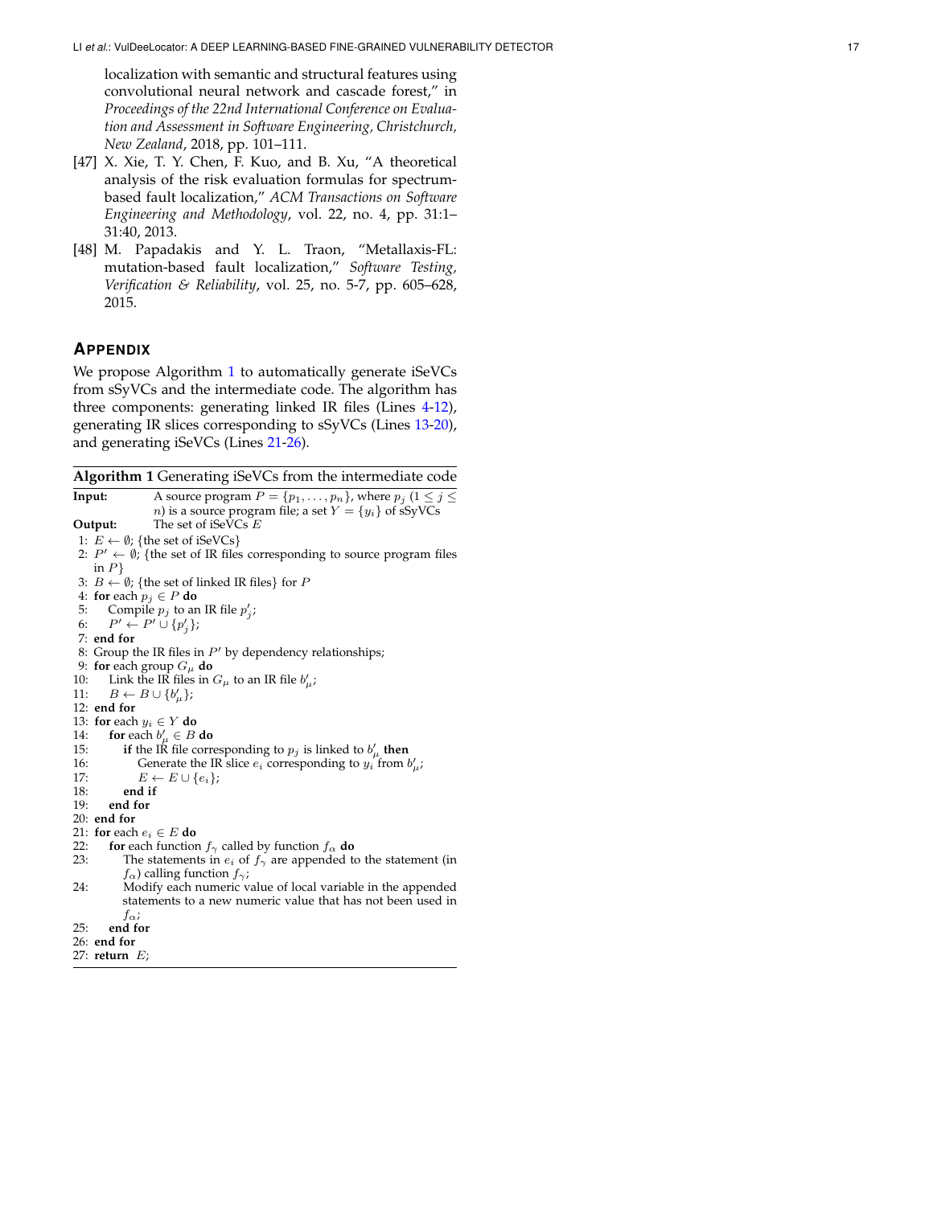localization with semantic and structural features using convolutional neural network and cascade forest," in *Proceedings of the 22nd International Conference on Evaluation and Assessment in Software Engineering, Christchurch, New Zealand*, 2018, pp. 101–111.

[47] X. Xie, T. Y. Chen, F. Kuo, and B. Xu, "A theoretical analysis of the risk evaluation formulas for spectrum-based fault localization," *ACM Transactions on Software Engineering and Methodology*, vol. 22, no. 4, pp. 31:1–31:40, 2013.

[48] M. Papadakis and Y. L. Traon, "Metallaxis-FL: mutation-based fault localization," *Software Testing, Verification & Reliability*, vol. 25, no. 5-7, pp. 605–628, 2015.

## APPENDIX

We propose Algorithm 1 to automatically generate iSeVCs from sSyVCs and the intermediate code. The algorithm has three components: generating linked IR files (Lines 4-12), generating IR slices corresponding to sSyVCs (Lines 13-20), and generating iSeVCs (Lines 21-26).

**Algorithm 1** Generating iSeVCs from the intermediate code

**Input:** A source program $P = \{p_1, \dots, p_n\}$, where $p_j$ ($1 \leq j \leq n$) is a source program file; a set $Y = \{y_i\}$ of sSyVCs
**Output:** The set of iSeVCs $E$

```
1: E ← ∅; {the set of iSeVCs}
2: P′ ← ∅; {the set of IR files corresponding to source program files in P}
3: B ← ∅; {the set of linked IR files} for P
4: for each p_j ∈ P do
5:     Compile p_j to an IR file p′_j;
6:     P′ ← P′ ∪ {p′_j};
7: end for
8: Group the IR files in P′ by dependency relationships;
9: for each group G_μ do
10:    Link the IR files in G_μ to an IR file b′_μ;
11:    B ← B ∪ {b′_μ};
12: end for
13: for each y_i ∈ Y do
14:    for each b′_μ ∈ B do
15:        if the IR file corresponding to p_j is linked to b′_μ then
16:            Generate the IR slice e_i corresponding to y_i from b′_μ;
17:            E ← E ∪ {e_i};
18:        end if
19:    end for
20: end for
21: for each e_i ∈ E do
22:    for each function f_γ called by function f_α do
23:        The statements in e_i of f_γ are appended to the statement (in f_α) calling function f_γ;
24:        Modify each numeric value of local variable in the appended statements to a new numeric value that has not been used in f_α;
25:    end for
26: end for
27: return E;
```